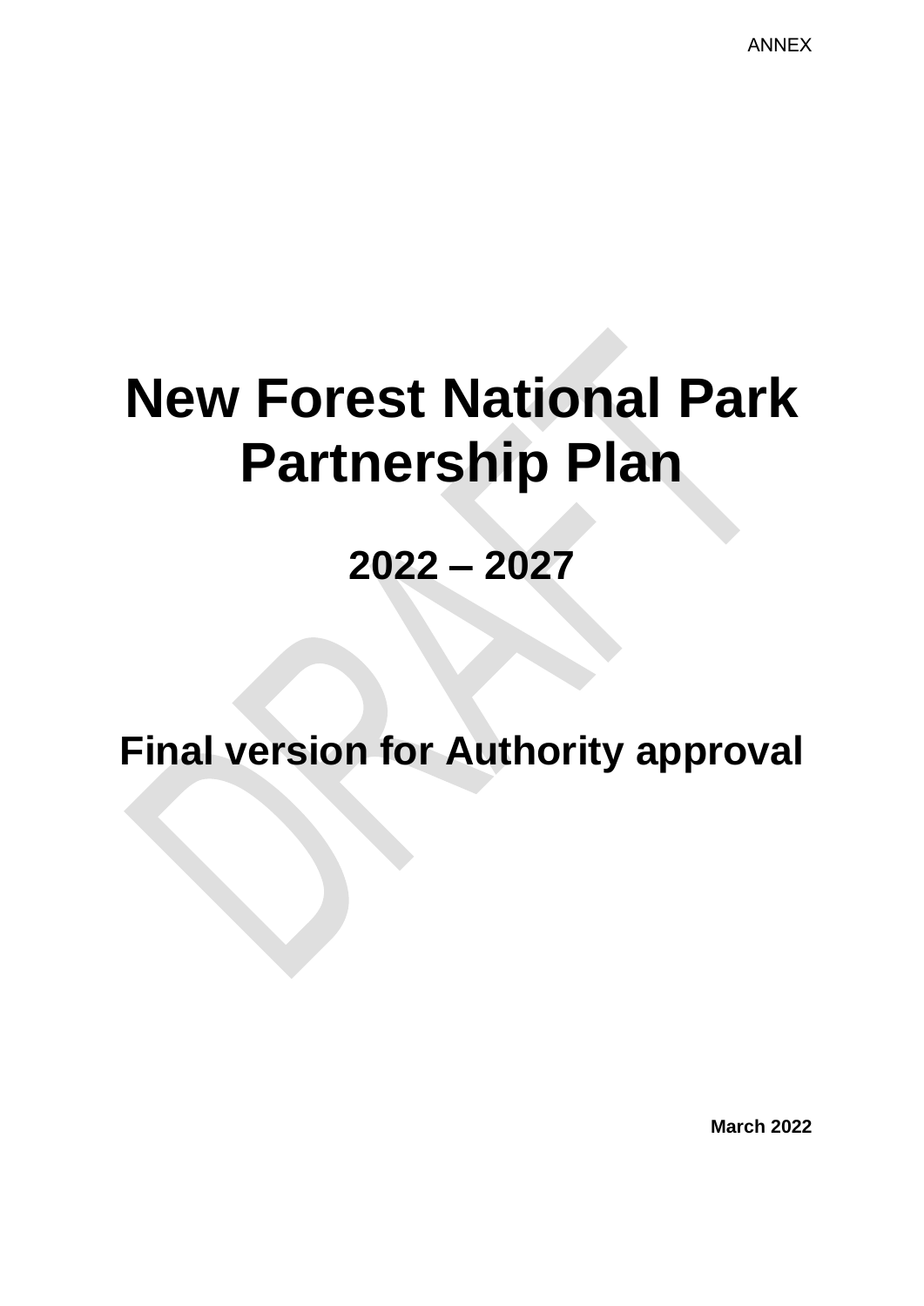ANNEX

# New Forest National Park Partnership Plan

## 2022 – 2027

## Final version for Authority approval

**March 2022**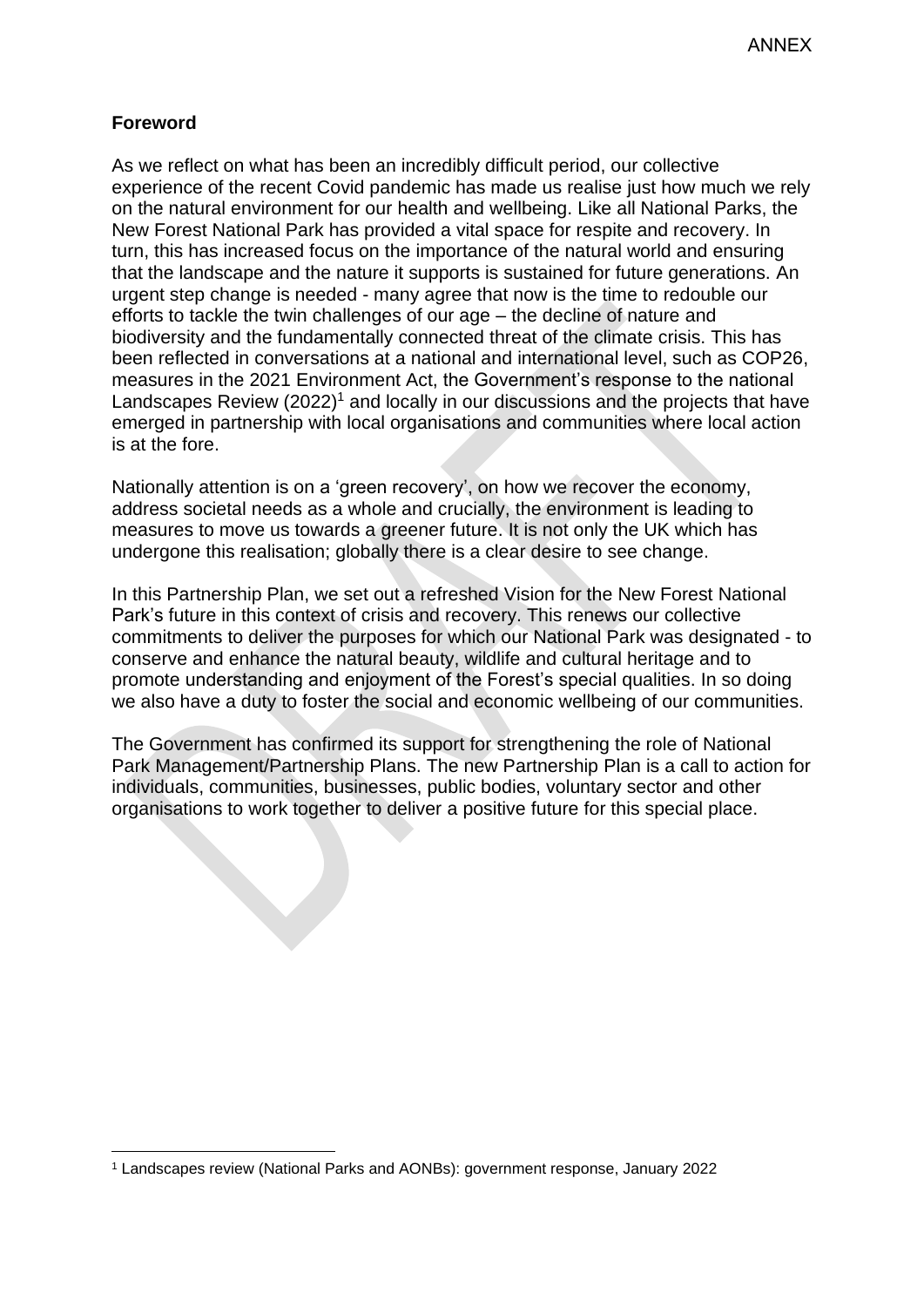**Foreword**

As we reflect on what has been an incredibly difficult period, our collective experience of the recent Covid pandemic has made us realise just how much we rely on the natural environment for our health and wellbeing. Like all National Parks, the New Forest National Park has provided a vital space for respite and recovery. In turn, this has increased focus on the importance of the natural world and ensuring that the landscape and the nature it supports is sustained for future generations. An urgent step change is needed - many agree that now is the time to redouble our efforts to tackle the twin challenges of our age – the decline of nature and biodiversity and the fundamentally connected threat of the climate crisis. This has been reflected in conversations at a national and international level, such as COP26, measures in the 2021 Environment Act, the Government's response to the national Landscapes Review (2022)[1] and locally in our discussions and the projects that have emerged in partnership with local organisations and communities where local action is at the fore.

Nationally attention is on a 'green recovery', on how we recover the economy, address societal needs as a whole and crucially, the environment is leading to measures to move us towards a greener future. It is not only the UK which has undergone this realisation; globally there is a clear desire to see change.

In this Partnership Plan, we set out a refreshed Vision for the New Forest National Park's future in this context of crisis and recovery. This renews our collective commitments to deliver the purposes for which our National Park was designated - to conserve and enhance the natural beauty, wildlife and cultural heritage and to promote understanding and enjoyment of the Forest's special qualities. In so doing we also have a duty to foster the social and economic wellbeing of our communities.

The Government has confirmed its support for strengthening the role of National Park Management/Partnership Plans. The new Partnership Plan is a call to action for individuals, communities, businesses, public bodies, voluntary sector and other organisations to work together to deliver a positive future for this special place.

[1] Landscapes review (National Parks and AONBs): government response, January 2022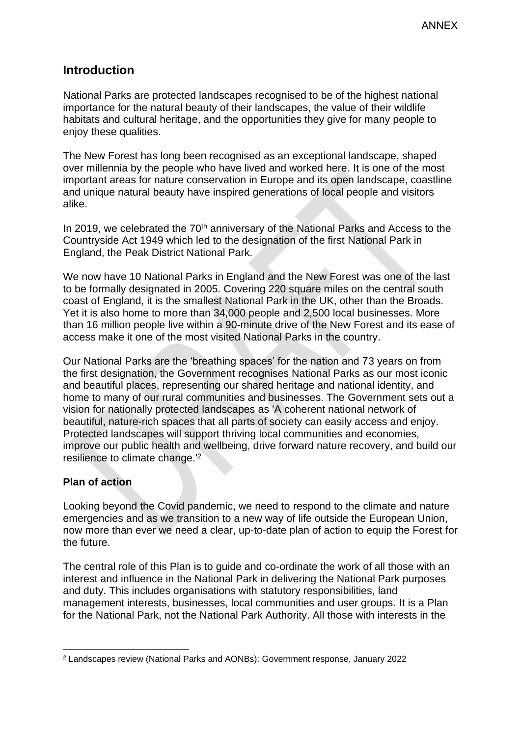## Introduction

National Parks are protected landscapes recognised to be of the highest national importance for the natural beauty of their landscapes, the value of their wildlife habitats and cultural heritage, and the opportunities they give for many people to enjoy these qualities.

The New Forest has long been recognised as an exceptional landscape, shaped over millennia by the people who have lived and worked here. It is one of the most important areas for nature conservation in Europe and its open landscape, coastline and unique natural beauty have inspired generations of local people and visitors alike.

In 2019, we celebrated the 70th anniversary of the National Parks and Access to the Countryside Act 1949 which led to the designation of the first National Park in England, the Peak District National Park.

We now have 10 National Parks in England and the New Forest was one of the last to be formally designated in 2005. Covering 220 square miles on the central south coast of England, it is the smallest National Park in the UK, other than the Broads. Yet it is also home to more than 34,000 people and 2,500 local businesses. More than 16 million people live within a 90-minute drive of the New Forest and its ease of access make it one of the most visited National Parks in the country.

Our National Parks are the 'breathing spaces' for the nation and 73 years on from the first designation, the Government recognises National Parks as our most iconic and beautiful places, representing our shared heritage and national identity, and home to many of our rural communities and businesses. The Government sets out a vision for nationally protected landscapes as 'A coherent national network of beautiful, nature-rich spaces that all parts of society can easily access and enjoy. Protected landscapes will support thriving local communities and economies, improve our public health and wellbeing, drive forward nature recovery, and build our resilience to climate change.'[2]

### Plan of action

Looking beyond the Covid pandemic, we need to respond to the climate and nature emergencies and as we transition to a new way of life outside the European Union, now more than ever we need a clear, up-to-date plan of action to equip the Forest for the future.

The central role of this Plan is to guide and co-ordinate the work of all those with an interest and influence in the National Park in delivering the National Park purposes and duty. This includes organisations with statutory responsibilities, land management interests, businesses, local communities and user groups. It is a Plan for the National Park, not the National Park Authority. All those with interests in the

---

[2] Landscapes review (National Parks and AONBs): Government response, January 2022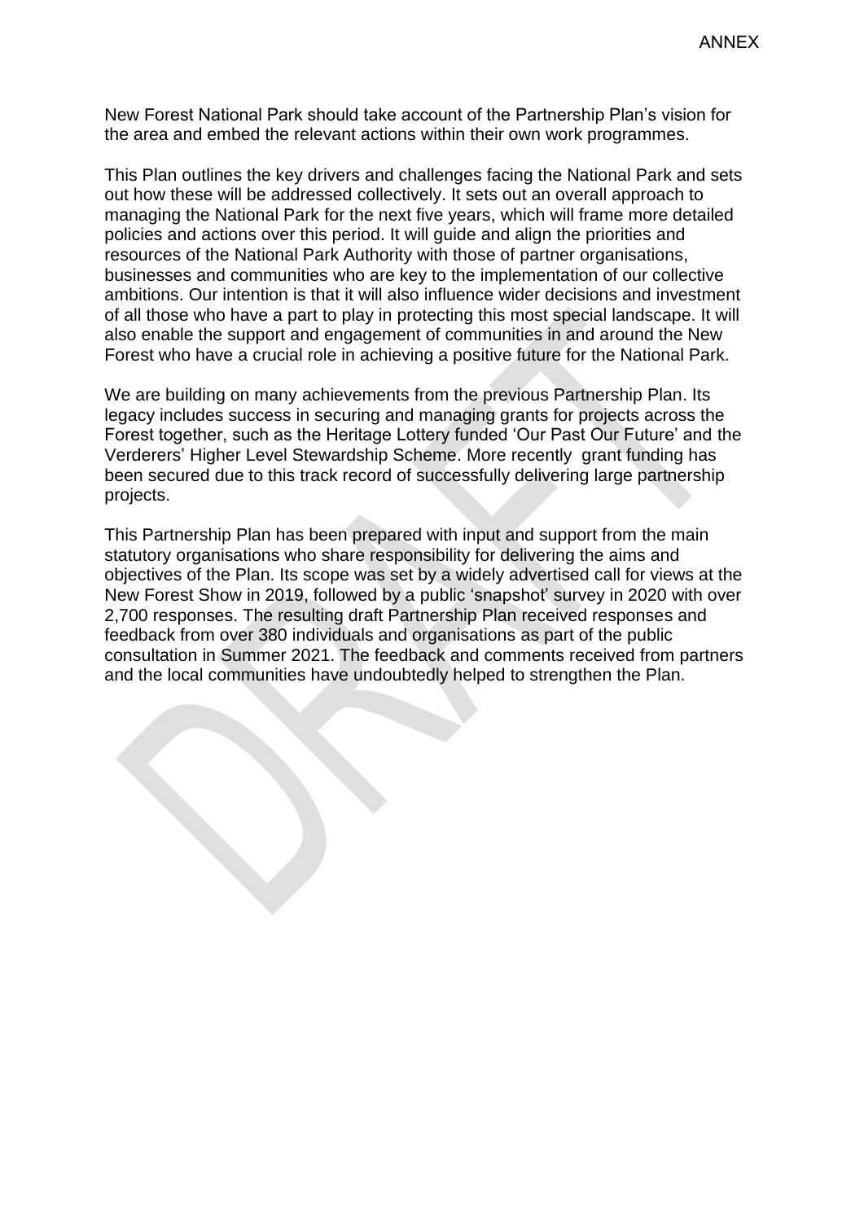New Forest National Park should take account of the Partnership Plan's vision for the area and embed the relevant actions within their own work programmes.

This Plan outlines the key drivers and challenges facing the National Park and sets out how these will be addressed collectively. It sets out an overall approach to managing the National Park for the next five years, which will frame more detailed policies and actions over this period. It will guide and align the priorities and resources of the National Park Authority with those of partner organisations, businesses and communities who are key to the implementation of our collective ambitions. Our intention is that it will also influence wider decisions and investment of all those who have a part to play in protecting this most special landscape. It will also enable the support and engagement of communities in and around the New Forest who have a crucial role in achieving a positive future for the National Park.

We are building on many achievements from the previous Partnership Plan. Its legacy includes success in securing and managing grants for projects across the Forest together, such as the Heritage Lottery funded 'Our Past Our Future' and the Verderers' Higher Level Stewardship Scheme. More recently grant funding has been secured due to this track record of successfully delivering large partnership projects.

This Partnership Plan has been prepared with input and support from the main statutory organisations who share responsibility for delivering the aims and objectives of the Plan. Its scope was set by a widely advertised call for views at the New Forest Show in 2019, followed by a public 'snapshot' survey in 2020 with over 2,700 responses. The resulting draft Partnership Plan received responses and feedback from over 380 individuals and organisations as part of the public consultation in Summer 2021. The feedback and comments received from partners and the local communities have undoubtedly helped to strengthen the Plan.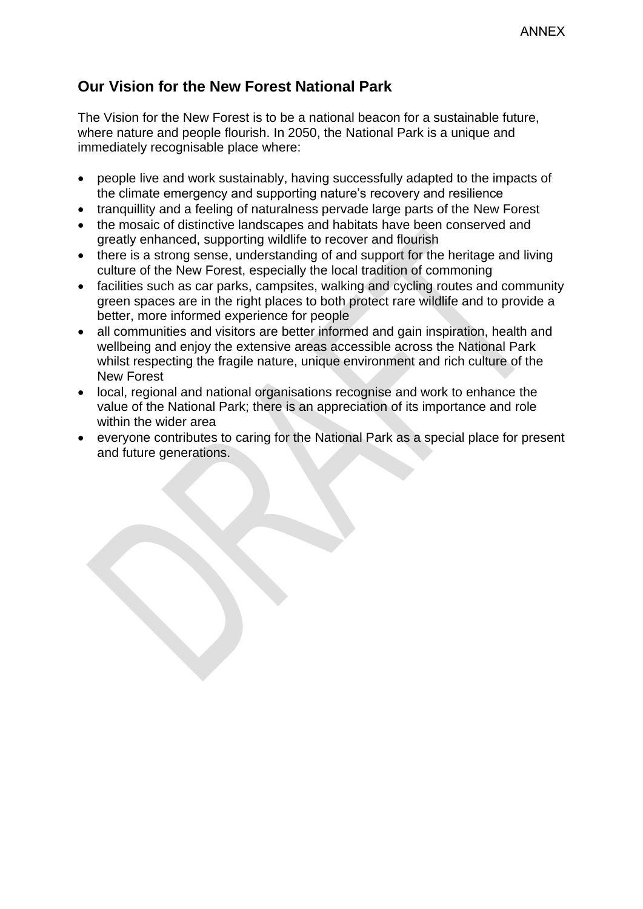ANNEX

## Our Vision for the New Forest National Park

The Vision for the New Forest is to be a national beacon for a sustainable future, where nature and people flourish. In 2050, the National Park is a unique and immediately recognisable place where:

- people live and work sustainably, having successfully adapted to the impacts of the climate emergency and supporting nature's recovery and resilience
- tranquillity and a feeling of naturalness pervade large parts of the New Forest
- the mosaic of distinctive landscapes and habitats have been conserved and greatly enhanced, supporting wildlife to recover and flourish
- there is a strong sense, understanding of and support for the heritage and living culture of the New Forest, especially the local tradition of commoning
- facilities such as car parks, campsites, walking and cycling routes and community green spaces are in the right places to both protect rare wildlife and to provide a better, more informed experience for people
- all communities and visitors are better informed and gain inspiration, health and wellbeing and enjoy the extensive areas accessible across the National Park whilst respecting the fragile nature, unique environment and rich culture of the New Forest
- local, regional and national organisations recognise and work to enhance the value of the National Park; there is an appreciation of its importance and role within the wider area
- everyone contributes to caring for the National Park as a special place for present and future generations.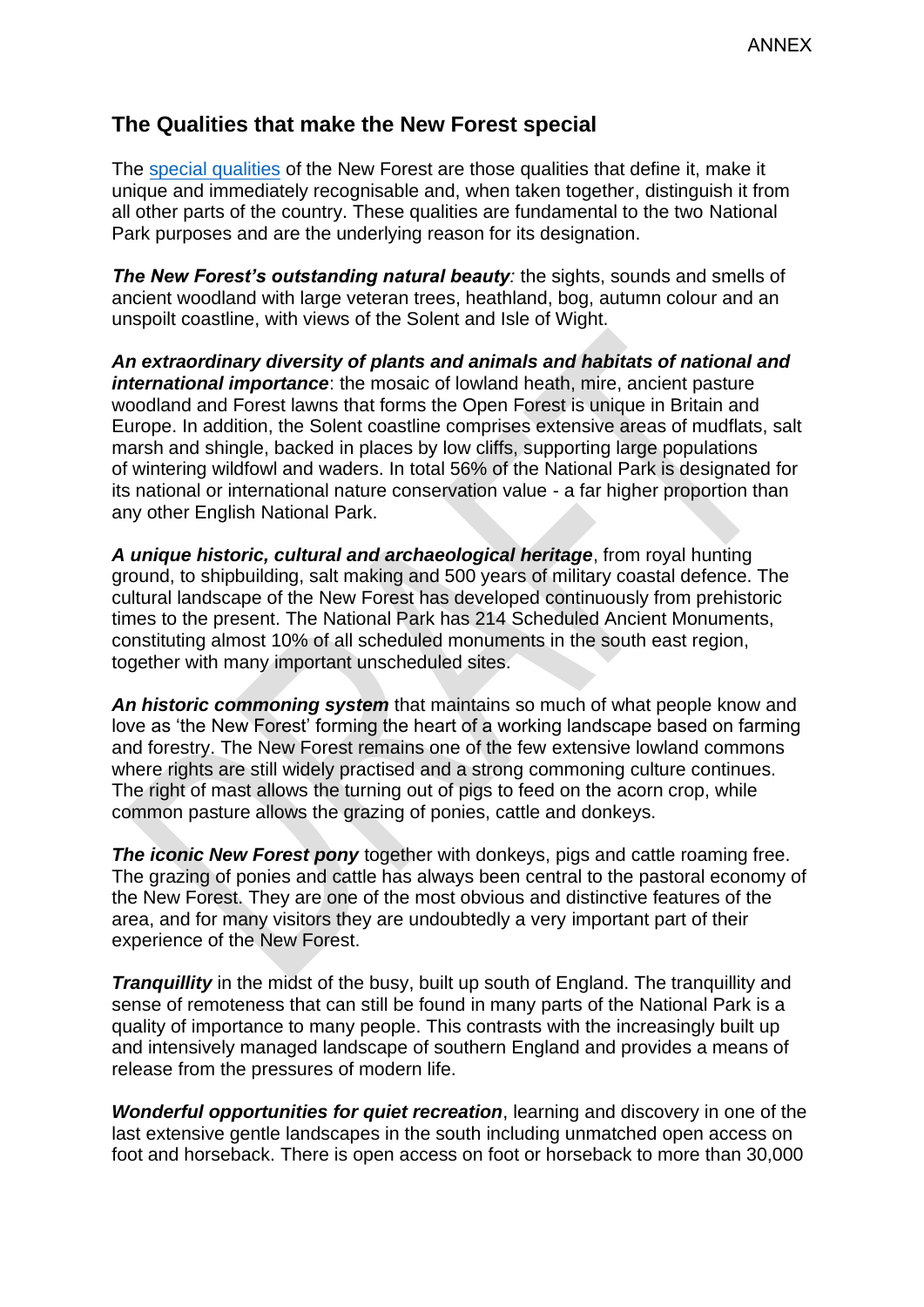## The Qualities that make the New Forest special

The special qualities of the New Forest are those qualities that define it, make it unique and immediately recognisable and, when taken together, distinguish it from all other parts of the country. These qualities are fundamental to the two National Park purposes and are the underlying reason for its designation.

***The New Forest's outstanding natural beauty**:* the sights, sounds and smells of ancient woodland with large veteran trees, heathland, bog, autumn colour and an unspoilt coastline, with views of the Solent and Isle of Wight.

***An extraordinary diversity of plants and animals and habitats of national and international importance***: the mosaic of lowland heath, mire, ancient pasture woodland and Forest lawns that forms the Open Forest is unique in Britain and Europe. In addition, the Solent coastline comprises extensive areas of mudflats, salt marsh and shingle, backed in places by low cliffs, supporting large populations of wintering wildfowl and waders. In total 56% of the National Park is designated for its national or international nature conservation value - a far higher proportion than any other English National Park.

***A unique historic, cultural and archaeological heritage***, from royal hunting ground, to shipbuilding, salt making and 500 years of military coastal defence. The cultural landscape of the New Forest has developed continuously from prehistoric times to the present. The National Park has 214 Scheduled Ancient Monuments, constituting almost 10% of all scheduled monuments in the south east region, together with many important unscheduled sites.

***An historic commoning system*** that maintains so much of what people know and love as 'the New Forest' forming the heart of a working landscape based on farming and forestry. The New Forest remains one of the few extensive lowland commons where rights are still widely practised and a strong commoning culture continues. The right of mast allows the turning out of pigs to feed on the acorn crop, while common pasture allows the grazing of ponies, cattle and donkeys.

***The iconic New Forest pony*** together with donkeys, pigs and cattle roaming free. The grazing of ponies and cattle has always been central to the pastoral economy of the New Forest. They are one of the most obvious and distinctive features of the area, and for many visitors they are undoubtedly a very important part of their experience of the New Forest.

***Tranquillity*** in the midst of the busy, built up south of England. The tranquillity and sense of remoteness that can still be found in many parts of the National Park is a quality of importance to many people. This contrasts with the increasingly built up and intensively managed landscape of southern England and provides a means of release from the pressures of modern life.

***Wonderful opportunities for quiet recreation***, learning and discovery in one of the last extensive gentle landscapes in the south including unmatched open access on foot and horseback. There is open access on foot or horseback to more than 30,000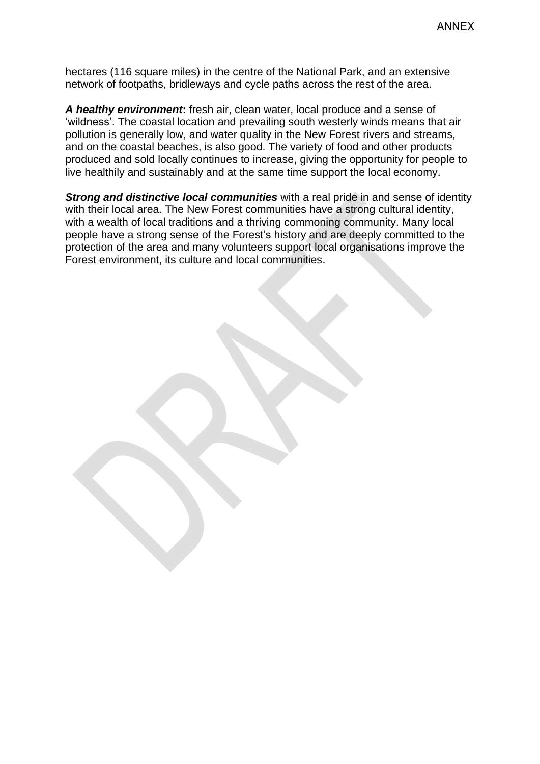hectares (116 square miles) in the centre of the National Park, and an extensive network of footpaths, bridleways and cycle paths across the rest of the area.

***A healthy environment*:** fresh air, clean water, local produce and a sense of 'wildness'. The coastal location and prevailing south westerly winds means that air pollution is generally low, and water quality in the New Forest rivers and streams, and on the coastal beaches, is also good. The variety of food and other products produced and sold locally continues to increase, giving the opportunity for people to live healthily and sustainably and at the same time support the local economy.

***Strong and distinctive local communities*** with a real pride in and sense of identity with their local area. The New Forest communities have a strong cultural identity, with a wealth of local traditions and a thriving commoning community. Many local people have a strong sense of the Forest's history and are deeply committed to the protection of the area and many volunteers support local organisations improve the Forest environment, its culture and local communities.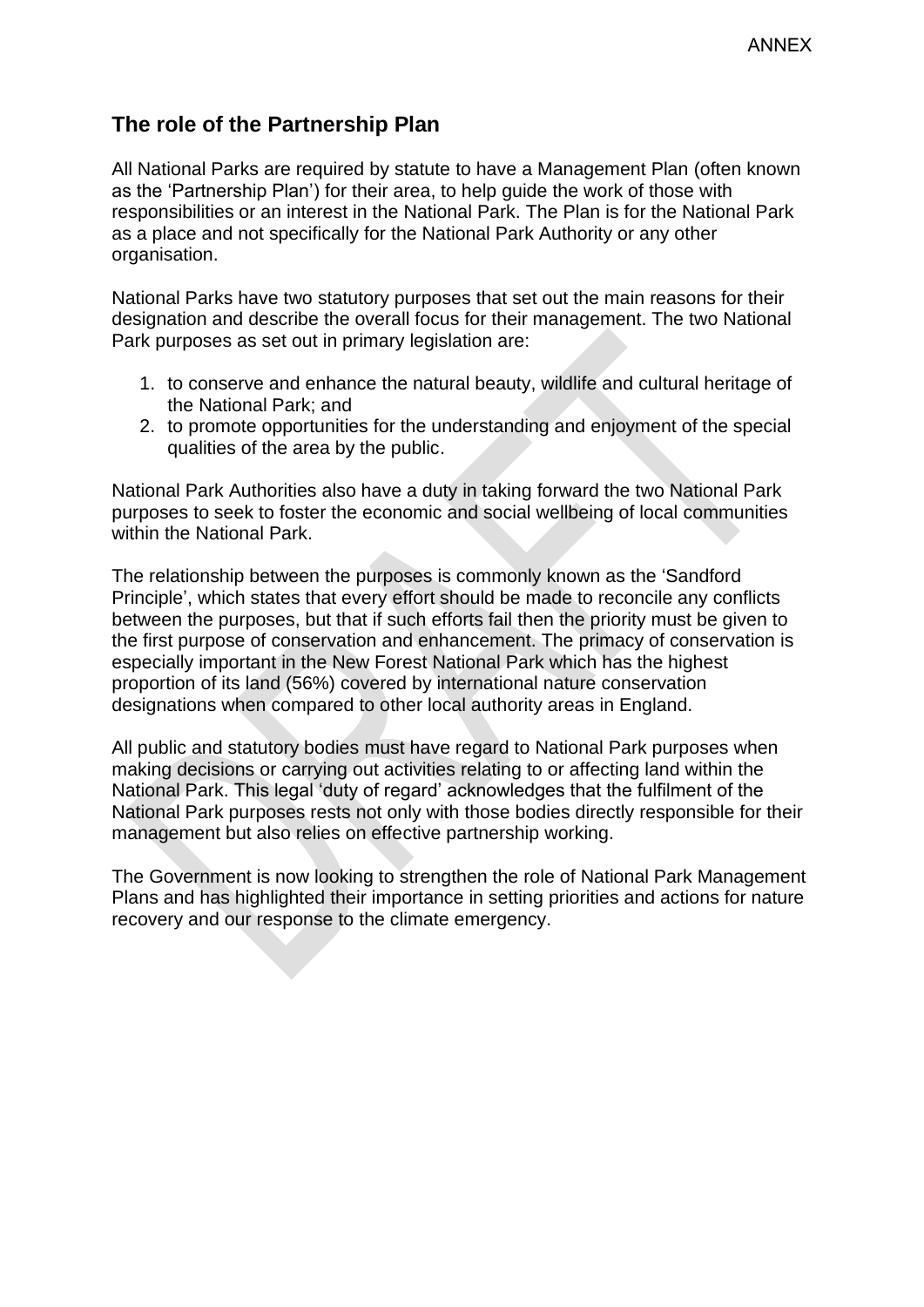## The role of the Partnership Plan

All National Parks are required by statute to have a Management Plan (often known as the 'Partnership Plan') for their area, to help guide the work of those with responsibilities or an interest in the National Park. The Plan is for the National Park as a place and not specifically for the National Park Authority or any other organisation.

National Parks have two statutory purposes that set out the main reasons for their designation and describe the overall focus for their management. The two National Park purposes as set out in primary legislation are:

1. to conserve and enhance the natural beauty, wildlife and cultural heritage of the National Park; and
2. to promote opportunities for the understanding and enjoyment of the special qualities of the area by the public.

National Park Authorities also have a duty in taking forward the two National Park purposes to seek to foster the economic and social wellbeing of local communities within the National Park.

The relationship between the purposes is commonly known as the 'Sandford Principle', which states that every effort should be made to reconcile any conflicts between the purposes, but that if such efforts fail then the priority must be given to the first purpose of conservation and enhancement. The primacy of conservation is especially important in the New Forest National Park which has the highest proportion of its land (56%) covered by international nature conservation designations when compared to other local authority areas in England.

All public and statutory bodies must have regard to National Park purposes when making decisions or carrying out activities relating to or affecting land within the National Park. This legal 'duty of regard' acknowledges that the fulfilment of the National Park purposes rests not only with those bodies directly responsible for their management but also relies on effective partnership working.

The Government is now looking to strengthen the role of National Park Management Plans and has highlighted their importance in setting priorities and actions for nature recovery and our response to the climate emergency.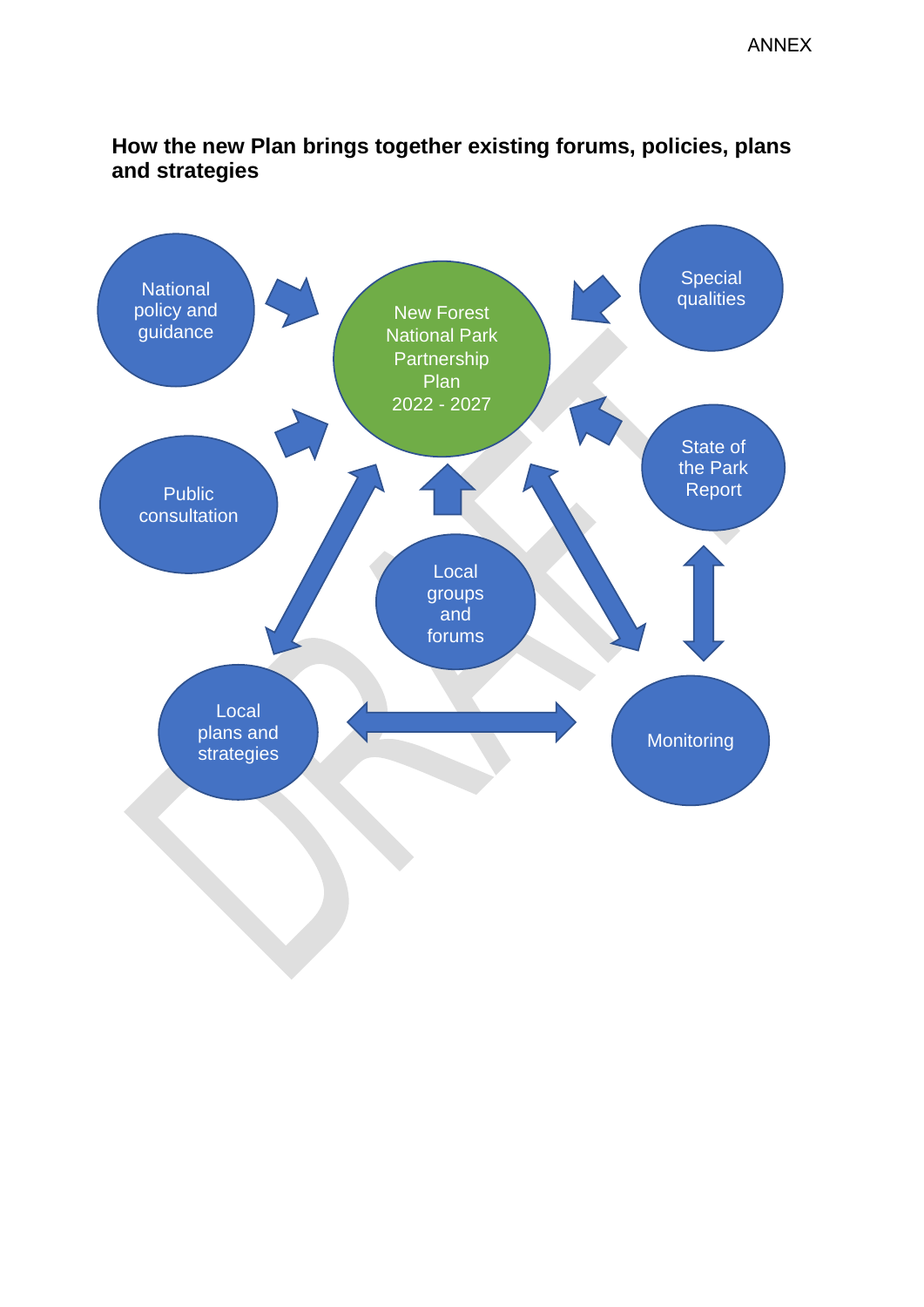ANNEX

**How the new Plan brings together existing forums, policies, plans and strategies**

National policy and guidance

New Forest National Park Partnership Plan 2022 - 2027

Special qualities

Public consultation

State of the Park Report

Local groups and forums

Local plans and strategies

Monitoring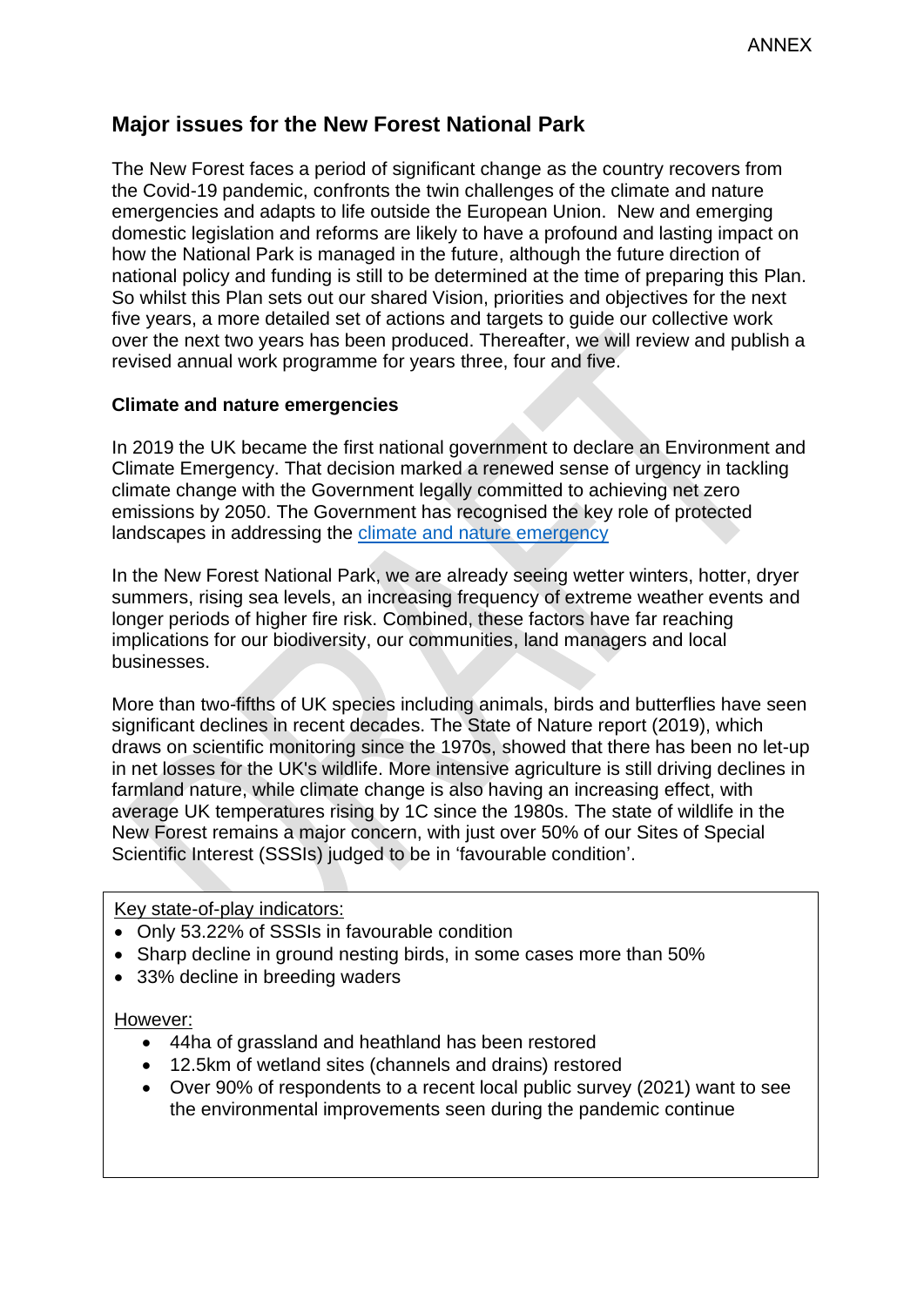## Major issues for the New Forest National Park

The New Forest faces a period of significant change as the country recovers from the Covid-19 pandemic, confronts the twin challenges of the climate and nature emergencies and adapts to life outside the European Union. New and emerging domestic legislation and reforms are likely to have a profound and lasting impact on how the National Park is managed in the future, although the future direction of national policy and funding is still to be determined at the time of preparing this Plan. So whilst this Plan sets out our shared Vision, priorities and objectives for the next five years, a more detailed set of actions and targets to guide our collective work over the next two years has been produced. Thereafter, we will review and publish a revised annual work programme for years three, four and five.

### Climate and nature emergencies

In 2019 the UK became the first national government to declare an Environment and Climate Emergency. That decision marked a renewed sense of urgency in tackling climate change with the Government legally committed to achieving net zero emissions by 2050. The Government has recognised the key role of protected landscapes in addressing the climate and nature emergency

In the New Forest National Park, we are already seeing wetter winters, hotter, dryer summers, rising sea levels, an increasing frequency of extreme weather events and longer periods of higher fire risk. Combined, these factors have far reaching implications for our biodiversity, our communities, land managers and local businesses.

More than two-fifths of UK species including animals, birds and butterflies have seen significant declines in recent decades. The State of Nature report (2019), which draws on scientific monitoring since the 1970s, showed that there has been no let-up in net losses for the UK's wildlife. More intensive agriculture is still driving declines in farmland nature, while climate change is also having an increasing effect, with average UK temperatures rising by 1C since the 1980s. The state of wildlife in the New Forest remains a major concern, with just over 50% of our Sites of Special Scientific Interest (SSSIs) judged to be in 'favourable condition'.

Key state-of-play indicators:

- Only 53.22% of SSSIs in favourable condition
- Sharp decline in ground nesting birds, in some cases more than 50%
- 33% decline in breeding waders

However:

- 44ha of grassland and heathland has been restored
- 12.5km of wetland sites (channels and drains) restored
- Over 90% of respondents to a recent local public survey (2021) want to see the environmental improvements seen during the pandemic continue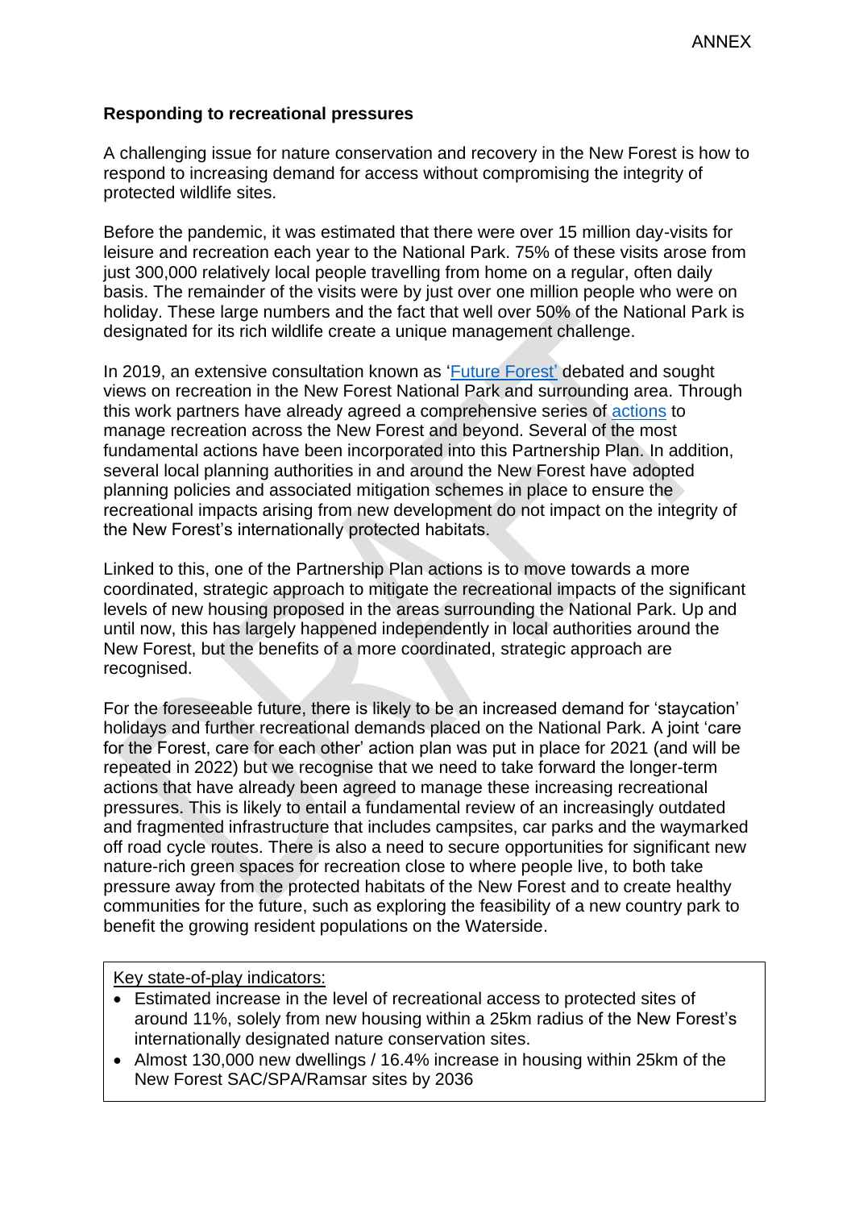## Responding to recreational pressures

A challenging issue for nature conservation and recovery in the New Forest is how to respond to increasing demand for access without compromising the integrity of protected wildlife sites.

Before the pandemic, it was estimated that there were over 15 million day-visits for leisure and recreation each year to the National Park. 75% of these visits arose from just 300,000 relatively local people travelling from home on a regular, often daily basis. The remainder of the visits were by just over one million people who were on holiday. These large numbers and the fact that well over 50% of the National Park is designated for its rich wildlife create a unique management challenge.

In 2019, an extensive consultation known as 'Future Forest' debated and sought views on recreation in the New Forest National Park and surrounding area. Through this work partners have already agreed a comprehensive series of actions to manage recreation across the New Forest and beyond. Several of the most fundamental actions have been incorporated into this Partnership Plan. In addition, several local planning authorities in and around the New Forest have adopted planning policies and associated mitigation schemes in place to ensure the recreational impacts arising from new development do not impact on the integrity of the New Forest's internationally protected habitats.

Linked to this, one of the Partnership Plan actions is to move towards a more coordinated, strategic approach to mitigate the recreational impacts of the significant levels of new housing proposed in the areas surrounding the National Park. Up and until now, this has largely happened independently in local authorities around the New Forest, but the benefits of a more coordinated, strategic approach are recognised.

For the foreseeable future, there is likely to be an increased demand for 'staycation' holidays and further recreational demands placed on the National Park. A joint 'care for the Forest, care for each other' action plan was put in place for 2021 (and will be repeated in 2022) but we recognise that we need to take forward the longer-term actions that have already been agreed to manage these increasing recreational pressures. This is likely to entail a fundamental review of an increasingly outdated and fragmented infrastructure that includes campsites, car parks and the waymarked off road cycle routes. There is also a need to secure opportunities for significant new nature-rich green spaces for recreation close to where people live, to both take pressure away from the protected habitats of the New Forest and to create healthy communities for the future, such as exploring the feasibility of a new country park to benefit the growing resident populations on the Waterside.

Key state-of-play indicators:

- Estimated increase in the level of recreational access to protected sites of around 11%, solely from new housing within a 25km radius of the New Forest's internationally designated nature conservation sites.
- Almost 130,000 new dwellings / 16.4% increase in housing within 25km of the New Forest SAC/SPA/Ramsar sites by 2036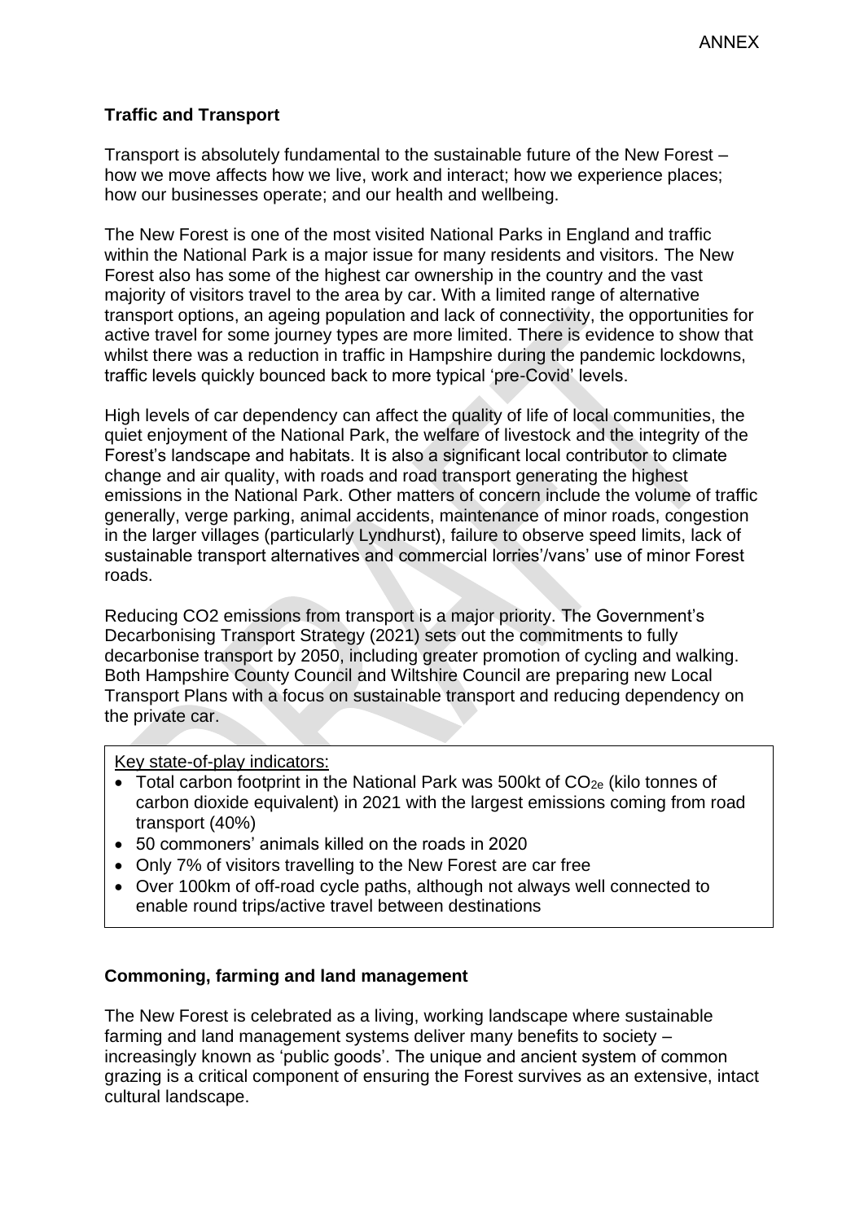## Traffic and Transport

Transport is absolutely fundamental to the sustainable future of the New Forest – how we move affects how we live, work and interact; how we experience places; how our businesses operate; and our health and wellbeing.

The New Forest is one of the most visited National Parks in England and traffic within the National Park is a major issue for many residents and visitors. The New Forest also has some of the highest car ownership in the country and the vast majority of visitors travel to the area by car. With a limited range of alternative transport options, an ageing population and lack of connectivity, the opportunities for active travel for some journey types are more limited. There is evidence to show that whilst there was a reduction in traffic in Hampshire during the pandemic lockdowns, traffic levels quickly bounced back to more typical 'pre-Covid' levels.

High levels of car dependency can affect the quality of life of local communities, the quiet enjoyment of the National Park, the welfare of livestock and the integrity of the Forest's landscape and habitats. It is also a significant local contributor to climate change and air quality, with roads and road transport generating the highest emissions in the National Park. Other matters of concern include the volume of traffic generally, verge parking, animal accidents, maintenance of minor roads, congestion in the larger villages (particularly Lyndhurst), failure to observe speed limits, lack of sustainable transport alternatives and commercial lorries'/vans' use of minor Forest roads.

Reducing CO2 emissions from transport is a major priority. The Government's Decarbonising Transport Strategy (2021) sets out the commitments to fully decarbonise transport by 2050, including greater promotion of cycling and walking. Both Hampshire County Council and Wiltshire Council are preparing new Local Transport Plans with a focus on sustainable transport and reducing dependency on the private car.

Key state-of-play indicators:

- Total carbon footprint in the National Park was 500kt of $CO_{2e}$ (kilo tonnes of carbon dioxide equivalent) in 2021 with the largest emissions coming from road transport (40%)
- 50 commoners' animals killed on the roads in 2020
- Only 7% of visitors travelling to the New Forest are car free
- Over 100km of off-road cycle paths, although not always well connected to enable round trips/active travel between destinations

## Commoning, farming and land management

The New Forest is celebrated as a living, working landscape where sustainable farming and land management systems deliver many benefits to society – increasingly known as 'public goods'. The unique and ancient system of common grazing is a critical component of ensuring the Forest survives as an extensive, intact cultural landscape.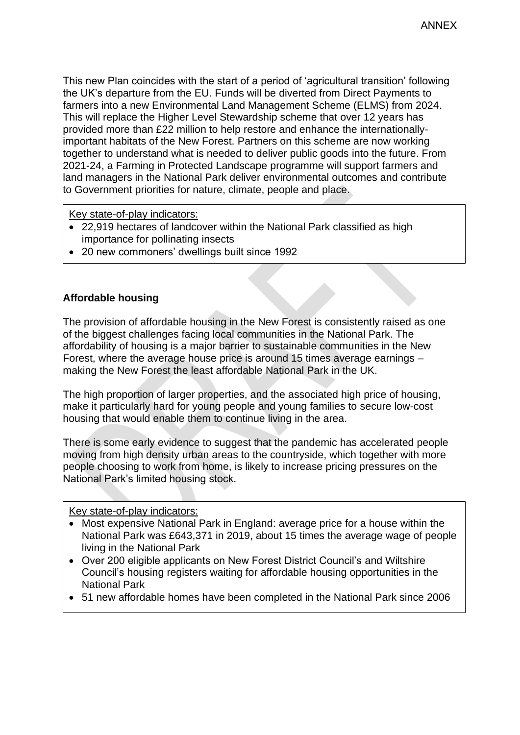This new Plan coincides with the start of a period of 'agricultural transition' following the UK's departure from the EU. Funds will be diverted from Direct Payments to farmers into a new Environmental Land Management Scheme (ELMS) from 2024. This will replace the Higher Level Stewardship scheme that over 12 years has provided more than £22 million to help restore and enhance the internationally-important habitats of the New Forest. Partners on this scheme are now working together to understand what is needed to deliver public goods into the future. From 2021-24, a Farming in Protected Landscape programme will support farmers and land managers in the National Park deliver environmental outcomes and contribute to Government priorities for nature, climate, people and place.

Key state-of-play indicators:

- 22,919 hectares of landcover within the National Park classified as high importance for pollinating insects
- 20 new commoners' dwellings built since 1992

**Affordable housing**

The provision of affordable housing in the New Forest is consistently raised as one of the biggest challenges facing local communities in the National Park. The affordability of housing is a major barrier to sustainable communities in the New Forest, where the average house price is around 15 times average earnings – making the New Forest the least affordable National Park in the UK.

The high proportion of larger properties, and the associated high price of housing, make it particularly hard for young people and young families to secure low-cost housing that would enable them to continue living in the area.

There is some early evidence to suggest that the pandemic has accelerated people moving from high density urban areas to the countryside, which together with more people choosing to work from home, is likely to increase pricing pressures on the National Park's limited housing stock.

Key state-of-play indicators:

- Most expensive National Park in England: average price for a house within the National Park was £643,371 in 2019, about 15 times the average wage of people living in the National Park
- Over 200 eligible applicants on New Forest District Council's and Wiltshire Council's housing registers waiting for affordable housing opportunities in the National Park
- 51 new affordable homes have been completed in the National Park since 2006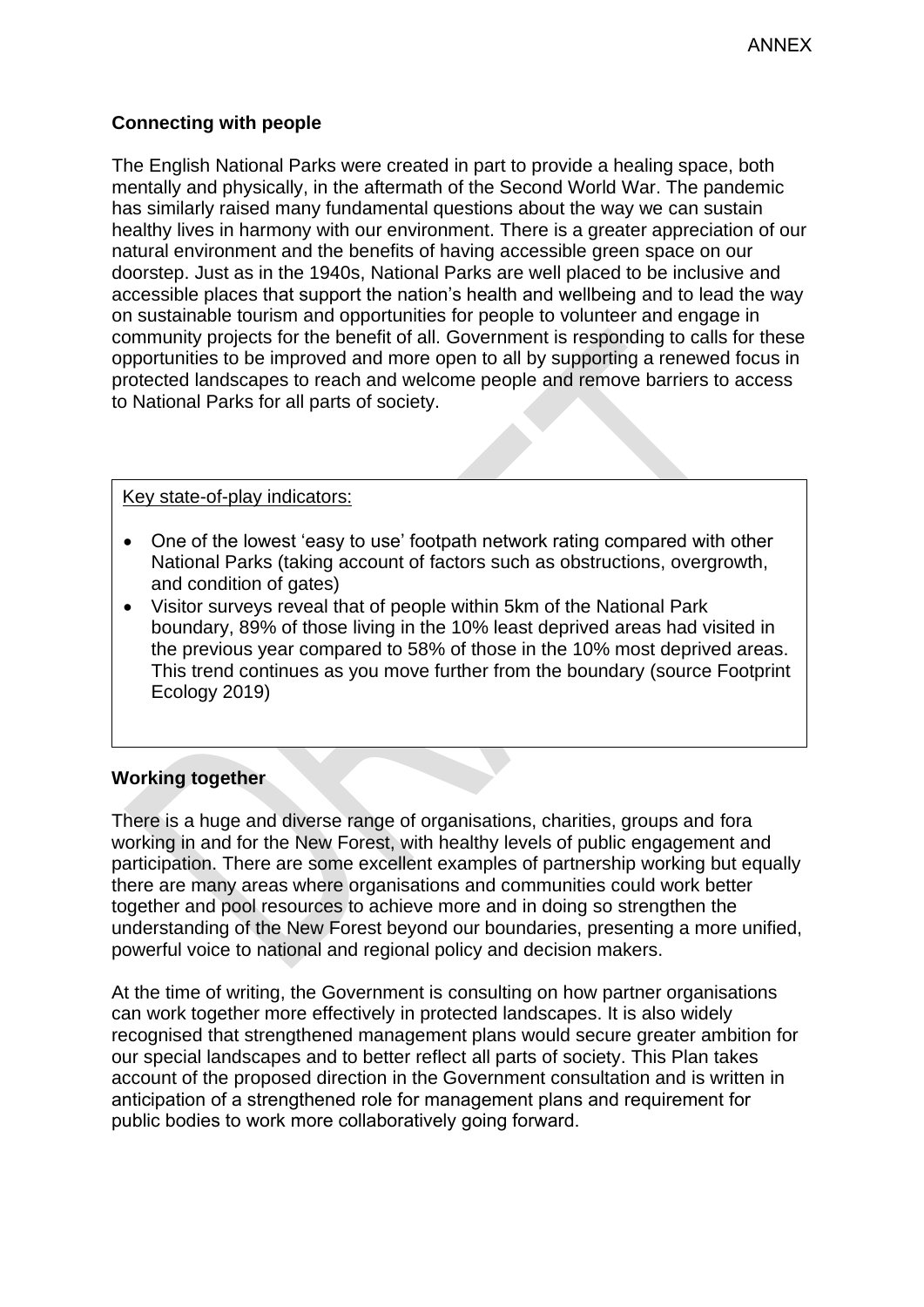## Connecting with people

The English National Parks were created in part to provide a healing space, both mentally and physically, in the aftermath of the Second World War. The pandemic has similarly raised many fundamental questions about the way we can sustain healthy lives in harmony with our environment. There is a greater appreciation of our natural environment and the benefits of having accessible green space on our doorstep. Just as in the 1940s, National Parks are well placed to be inclusive and accessible places that support the nation's health and wellbeing and to lead the way on sustainable tourism and opportunities for people to volunteer and engage in community projects for the benefit of all. Government is responding to calls for these opportunities to be improved and more open to all by supporting a renewed focus in protected landscapes to reach and welcome people and remove barriers to access to National Parks for all parts of society.

Key state-of-play indicators:

- One of the lowest 'easy to use' footpath network rating compared with other National Parks (taking account of factors such as obstructions, overgrowth, and condition of gates)
- Visitor surveys reveal that of people within 5km of the National Park boundary, 89% of those living in the 10% least deprived areas had visited in the previous year compared to 58% of those in the 10% most deprived areas. This trend continues as you move further from the boundary (source Footprint Ecology 2019)

## Working together

There is a huge and diverse range of organisations, charities, groups and fora working in and for the New Forest, with healthy levels of public engagement and participation. There are some excellent examples of partnership working but equally there are many areas where organisations and communities could work better together and pool resources to achieve more and in doing so strengthen the understanding of the New Forest beyond our boundaries, presenting a more unified, powerful voice to national and regional policy and decision makers.

At the time of writing, the Government is consulting on how partner organisations can work together more effectively in protected landscapes. It is also widely recognised that strengthened management plans would secure greater ambition for our special landscapes and to better reflect all parts of society. This Plan takes account of the proposed direction in the Government consultation and is written in anticipation of a strengthened role for management plans and requirement for public bodies to work more collaboratively going forward.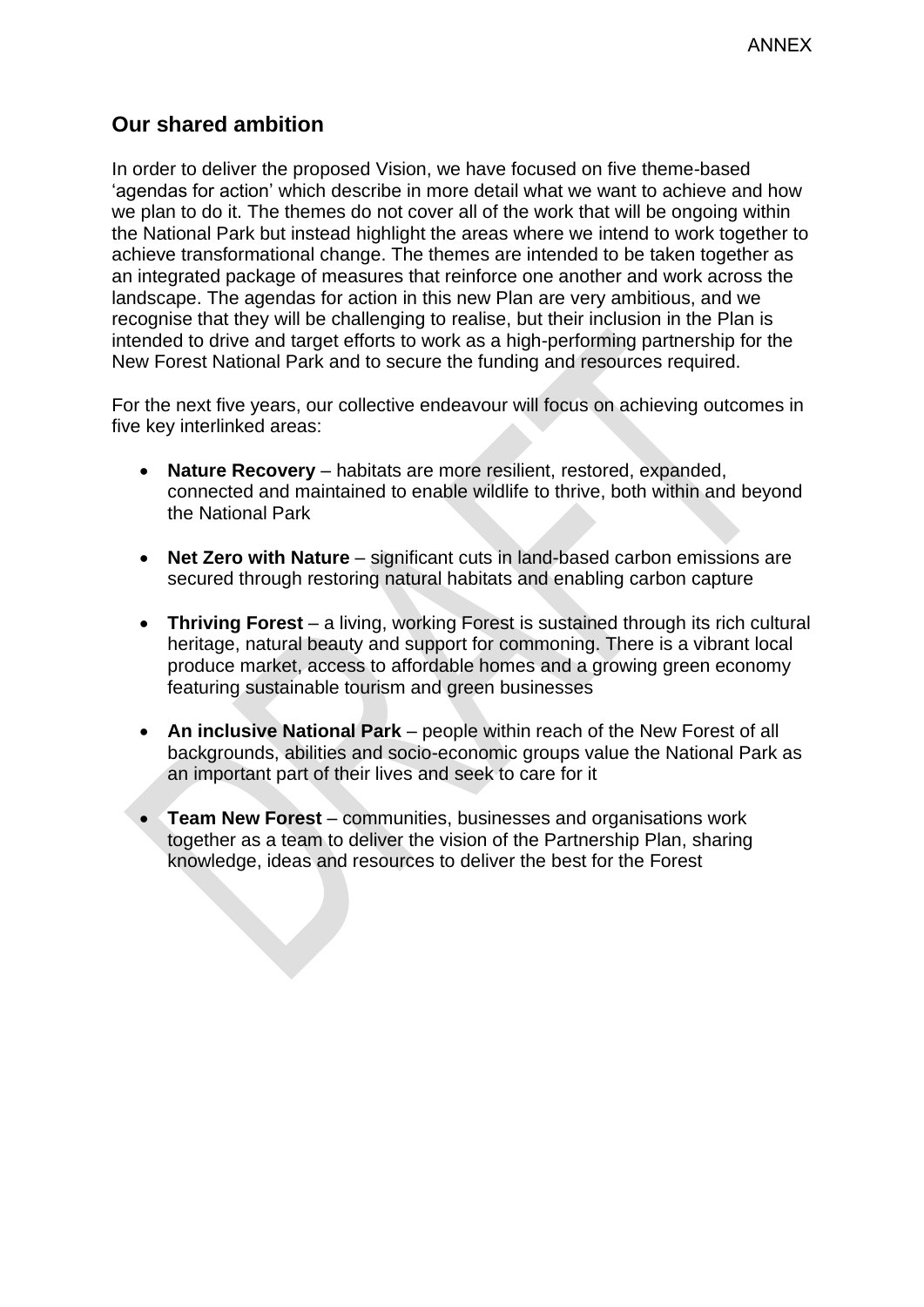## Our shared ambition

In order to deliver the proposed Vision, we have focused on five theme-based 'agendas for action' which describe in more detail what we want to achieve and how we plan to do it. The themes do not cover all of the work that will be ongoing within the National Park but instead highlight the areas where we intend to work together to achieve transformational change. The themes are intended to be taken together as an integrated package of measures that reinforce one another and work across the landscape. The agendas for action in this new Plan are very ambitious, and we recognise that they will be challenging to realise, but their inclusion in the Plan is intended to drive and target efforts to work as a high-performing partnership for the New Forest National Park and to secure the funding and resources required.

For the next five years, our collective endeavour will focus on achieving outcomes in five key interlinked areas:

- **Nature Recovery** – habitats are more resilient, restored, expanded, connected and maintained to enable wildlife to thrive, both within and beyond the National Park
- **Net Zero with Nature** – significant cuts in land-based carbon emissions are secured through restoring natural habitats and enabling carbon capture
- **Thriving Forest** – a living, working Forest is sustained through its rich cultural heritage, natural beauty and support for commoning. There is a vibrant local produce market, access to affordable homes and a growing green economy featuring sustainable tourism and green businesses
- **An inclusive National Park** – people within reach of the New Forest of all backgrounds, abilities and socio-economic groups value the National Park as an important part of their lives and seek to care for it
- **Team New Forest** – communities, businesses and organisations work together as a team to deliver the vision of the Partnership Plan, sharing knowledge, ideas and resources to deliver the best for the Forest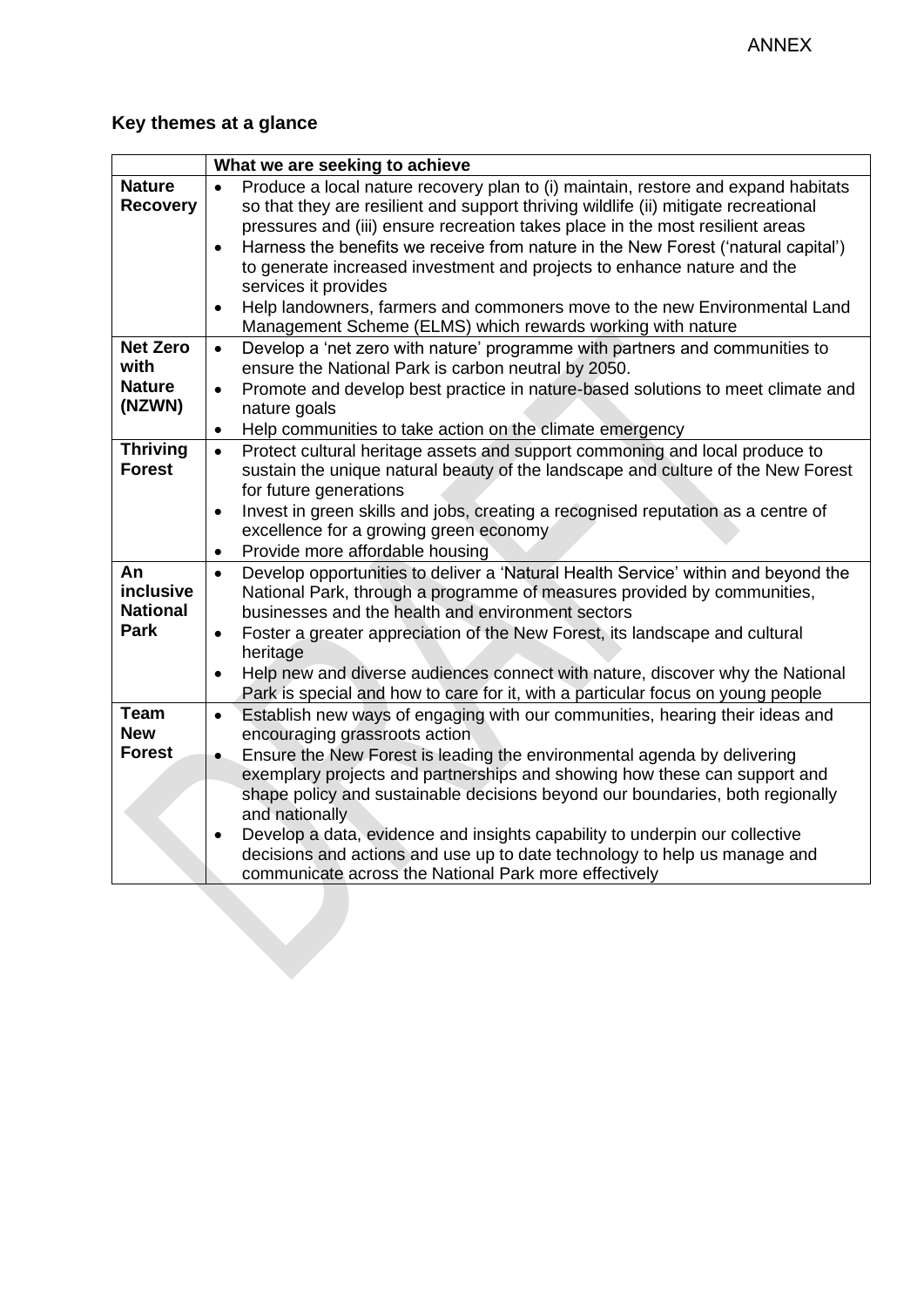ANNEX

## Key themes at a glance

| | What we are seeking to achieve |
|---|---|
| **Nature Recovery** | • Produce a local nature recovery plan to (i) maintain, restore and expand habitats so that they are resilient and support thriving wildlife (ii) mitigate recreational pressures and (iii) ensure recreation takes place in the most resilient areas<br>• Harness the benefits we receive from nature in the New Forest ('natural capital') to generate increased investment and projects to enhance nature and the services it provides<br>• Help landowners, farmers and commoners move to the new Environmental Land Management Scheme (ELMS) which rewards working with nature |
| **Net Zero with Nature (NZWN)** | • Develop a 'net zero with nature' programme with partners and communities to ensure the National Park is carbon neutral by 2050.<br>• Promote and develop best practice in nature-based solutions to meet climate and nature goals<br>• Help communities to take action on the climate emergency |
| **Thriving Forest** | • Protect cultural heritage assets and support commoning and local produce to sustain the unique natural beauty of the landscape and culture of the New Forest for future generations<br>• Invest in green skills and jobs, creating a recognised reputation as a centre of excellence for a growing green economy<br>• Provide more affordable housing |
| **An inclusive National Park** | • Develop opportunities to deliver a 'Natural Health Service' within and beyond the National Park, through a programme of measures provided by communities, businesses and the health and environment sectors<br>• Foster a greater appreciation of the New Forest, its landscape and cultural heritage<br>• Help new and diverse audiences connect with nature, discover why the National Park is special and how to care for it, with a particular focus on young people |
| **Team New Forest** | • Establish new ways of engaging with our communities, hearing their ideas and encouraging grassroots action<br>• Ensure the New Forest is leading the environmental agenda by delivering exemplary projects and partnerships and showing how these can support and shape policy and sustainable decisions beyond our boundaries, both regionally and nationally<br>• Develop a data, evidence and insights capability to underpin our collective decisions and actions and use up to date technology to help us manage and communicate across the National Park more effectively |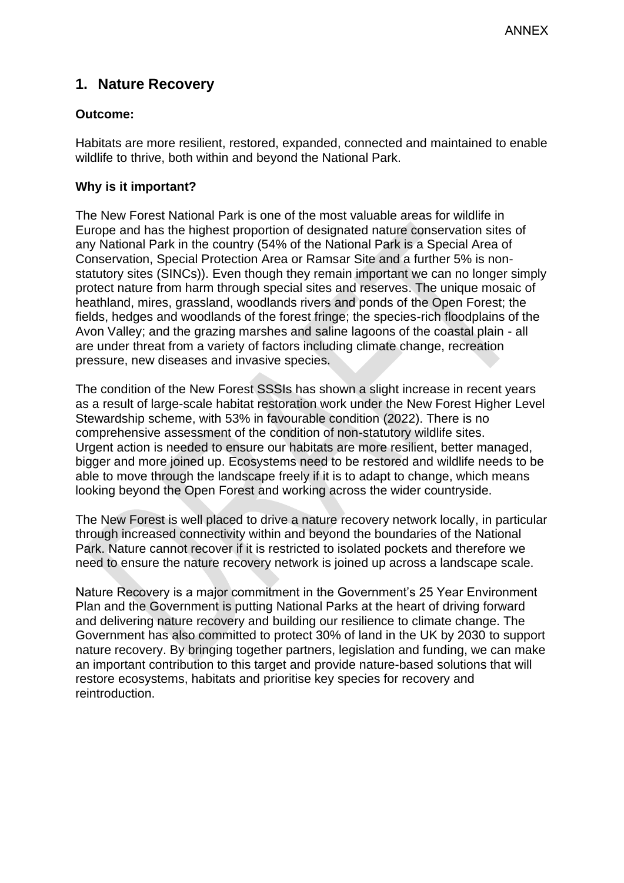ANNEX

## 1. Nature Recovery

**Outcome:**

Habitats are more resilient, restored, expanded, connected and maintained to enable wildlife to thrive, both within and beyond the National Park.

**Why is it important?**

The New Forest National Park is one of the most valuable areas for wildlife in Europe and has the highest proportion of designated nature conservation sites of any National Park in the country (54% of the National Park is a Special Area of Conservation, Special Protection Area or Ramsar Site and a further 5% is non-statutory sites (SINCs)). Even though they remain important we can no longer simply protect nature from harm through special sites and reserves. The unique mosaic of heathland, mires, grassland, woodlands rivers and ponds of the Open Forest; the fields, hedges and woodlands of the forest fringe; the species-rich floodplains of the Avon Valley; and the grazing marshes and saline lagoons of the coastal plain - all are under threat from a variety of factors including climate change, recreation pressure, new diseases and invasive species.

The condition of the New Forest SSSIs has shown a slight increase in recent years as a result of large-scale habitat restoration work under the New Forest Higher Level Stewardship scheme, with 53% in favourable condition (2022). There is no comprehensive assessment of the condition of non-statutory wildlife sites. Urgent action is needed to ensure our habitats are more resilient, better managed, bigger and more joined up. Ecosystems need to be restored and wildlife needs to be able to move through the landscape freely if it is to adapt to change, which means looking beyond the Open Forest and working across the wider countryside.

The New Forest is well placed to drive a nature recovery network locally, in particular through increased connectivity within and beyond the boundaries of the National Park. Nature cannot recover if it is restricted to isolated pockets and therefore we need to ensure the nature recovery network is joined up across a landscape scale.

Nature Recovery is a major commitment in the Government's 25 Year Environment Plan and the Government is putting National Parks at the heart of driving forward and delivering nature recovery and building our resilience to climate change. The Government has also committed to protect 30% of land in the UK by 2030 to support nature recovery. By bringing together partners, legislation and funding, we can make an important contribution to this target and provide nature-based solutions that will restore ecosystems, habitats and prioritise key species for recovery and reintroduction.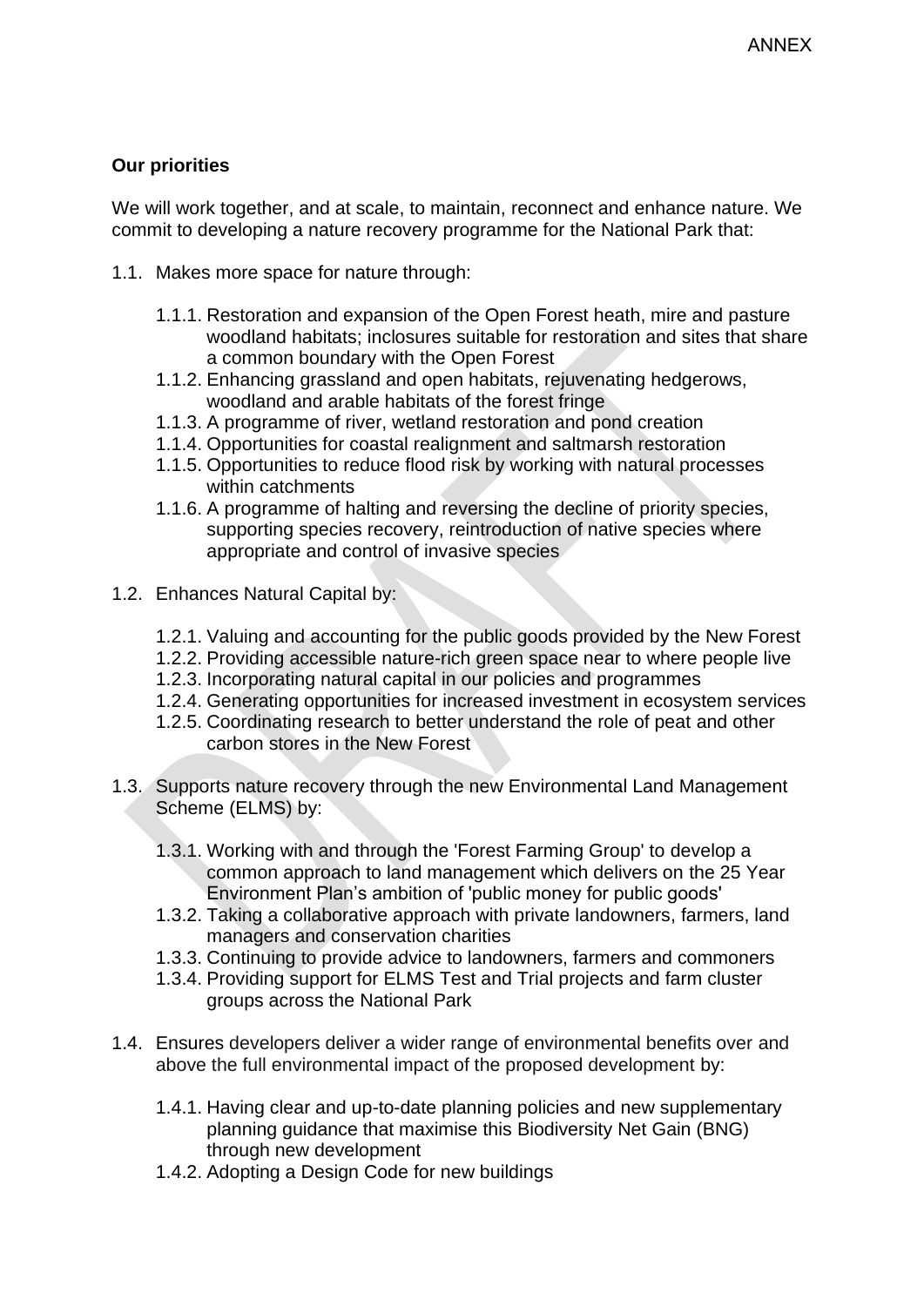ANNEX

**Our priorities**

We will work together, and at scale, to maintain, reconnect and enhance nature. We commit to developing a nature recovery programme for the National Park that:

1.1. Makes more space for nature through:

   1.1.1. Restoration and expansion of the Open Forest heath, mire and pasture woodland habitats; inclosures suitable for restoration and sites that share a common boundary with the Open Forest
   1.1.2. Enhancing grassland and open habitats, rejuvenating hedgerows, woodland and arable habitats of the forest fringe
   1.1.3. A programme of river, wetland restoration and pond creation
   1.1.4. Opportunities for coastal realignment and saltmarsh restoration
   1.1.5. Opportunities to reduce flood risk by working with natural processes within catchments
   1.1.6. A programme of halting and reversing the decline of priority species, supporting species recovery, reintroduction of native species where appropriate and control of invasive species

1.2. Enhances Natural Capital by:

   1.2.1. Valuing and accounting for the public goods provided by the New Forest
   1.2.2. Providing accessible nature-rich green space near to where people live
   1.2.3. Incorporating natural capital in our policies and programmes
   1.2.4. Generating opportunities for increased investment in ecosystem services
   1.2.5. Coordinating research to better understand the role of peat and other carbon stores in the New Forest

1.3. Supports nature recovery through the new Environmental Land Management Scheme (ELMS) by:

   1.3.1. Working with and through the 'Forest Farming Group' to develop a common approach to land management which delivers on the 25 Year Environment Plan's ambition of 'public money for public goods'
   1.3.2. Taking a collaborative approach with private landowners, farmers, land managers and conservation charities
   1.3.3. Continuing to provide advice to landowners, farmers and commoners
   1.3.4. Providing support for ELMS Test and Trial projects and farm cluster groups across the National Park

1.4. Ensures developers deliver a wider range of environmental benefits over and above the full environmental impact of the proposed development by:

   1.4.1. Having clear and up-to-date planning policies and new supplementary planning guidance that maximise this Biodiversity Net Gain (BNG) through new development
   1.4.2. Adopting a Design Code for new buildings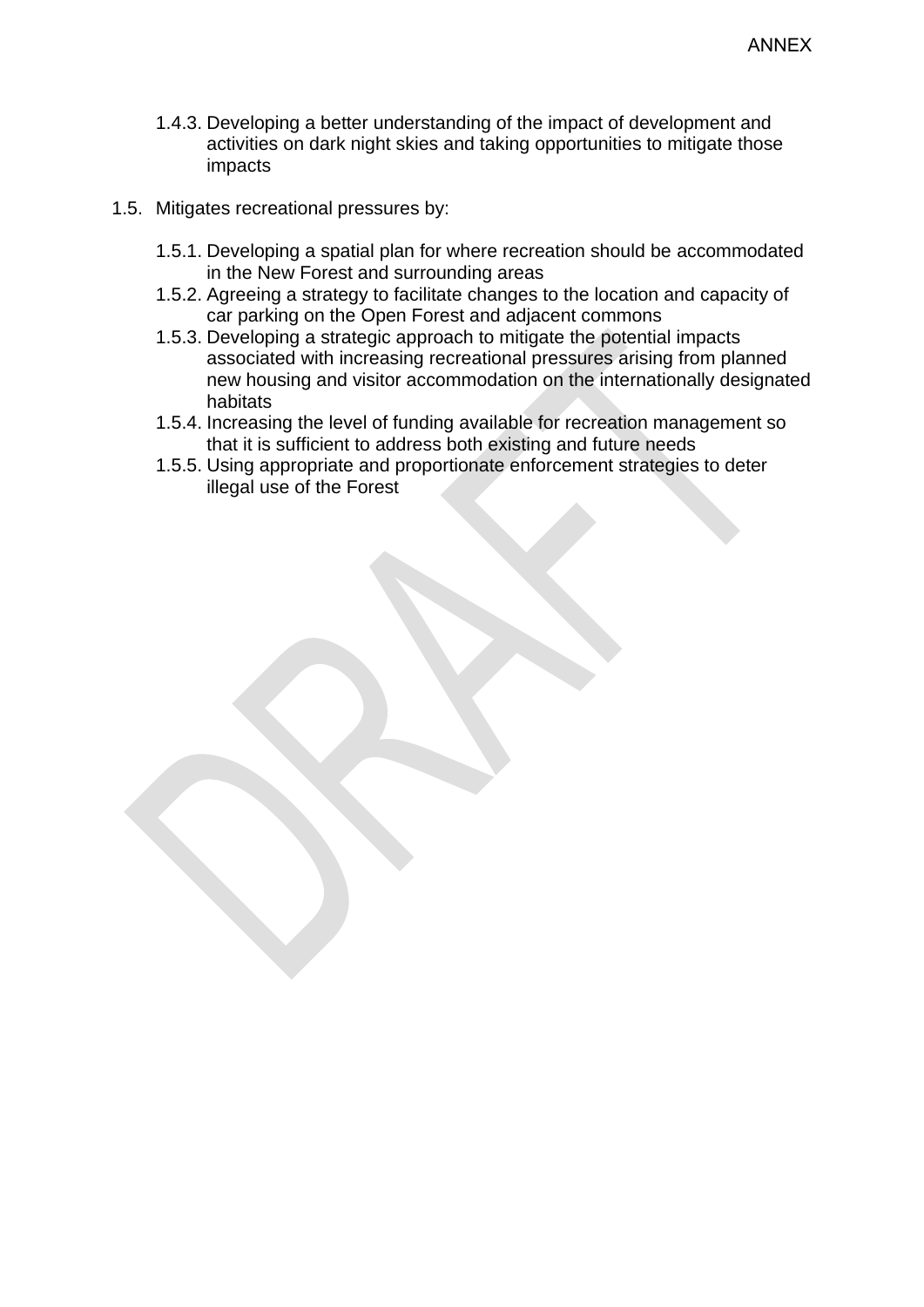1.4.3. Developing a better understanding of the impact of development and activities on dark night skies and taking opportunities to mitigate those impacts

1.5. Mitigates recreational pressures by:

1.5.1. Developing a spatial plan for where recreation should be accommodated in the New Forest and surrounding areas
1.5.2. Agreeing a strategy to facilitate changes to the location and capacity of car parking on the Open Forest and adjacent commons
1.5.3. Developing a strategic approach to mitigate the potential impacts associated with increasing recreational pressures arising from planned new housing and visitor accommodation on the internationally designated habitats
1.5.4. Increasing the level of funding available for recreation management so that it is sufficient to address both existing and future needs
1.5.5. Using appropriate and proportionate enforcement strategies to deter illegal use of the Forest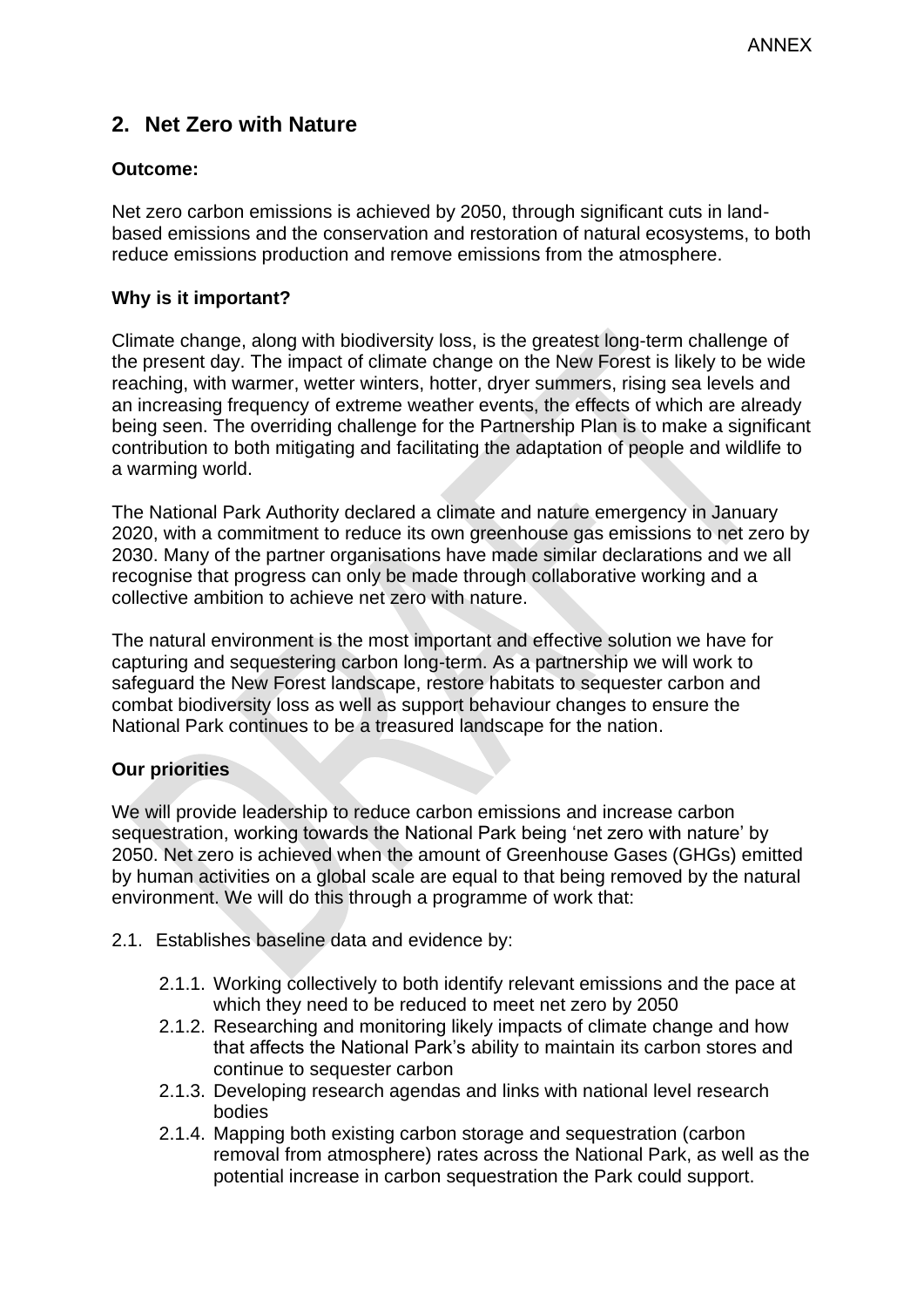## 2. Net Zero with Nature

**Outcome:**

Net zero carbon emissions is achieved by 2050, through significant cuts in land-based emissions and the conservation and restoration of natural ecosystems, to both reduce emissions production and remove emissions from the atmosphere.

**Why is it important?**

Climate change, along with biodiversity loss, is the greatest long-term challenge of the present day. The impact of climate change on the New Forest is likely to be wide reaching, with warmer, wetter winters, hotter, dryer summers, rising sea levels and an increasing frequency of extreme weather events, the effects of which are already being seen. The overriding challenge for the Partnership Plan is to make a significant contribution to both mitigating and facilitating the adaptation of people and wildlife to a warming world.

The National Park Authority declared a climate and nature emergency in January 2020, with a commitment to reduce its own greenhouse gas emissions to net zero by 2030. Many of the partner organisations have made similar declarations and we all recognise that progress can only be made through collaborative working and a collective ambition to achieve net zero with nature.

The natural environment is the most important and effective solution we have for capturing and sequestering carbon long-term. As a partnership we will work to safeguard the New Forest landscape, restore habitats to sequester carbon and combat biodiversity loss as well as support behaviour changes to ensure the National Park continues to be a treasured landscape for the nation.

**Our priorities**

We will provide leadership to reduce carbon emissions and increase carbon sequestration, working towards the National Park being 'net zero with nature' by 2050. Net zero is achieved when the amount of Greenhouse Gases (GHGs) emitted by human activities on a global scale are equal to that being removed by the natural environment. We will do this through a programme of work that:

2.1. Establishes baseline data and evidence by:

- 2.1.1. Working collectively to both identify relevant emissions and the pace at which they need to be reduced to meet net zero by 2050
- 2.1.2. Researching and monitoring likely impacts of climate change and how that affects the National Park's ability to maintain its carbon stores and continue to sequester carbon
- 2.1.3. Developing research agendas and links with national level research bodies
- 2.1.4. Mapping both existing carbon storage and sequestration (carbon removal from atmosphere) rates across the National Park, as well as the potential increase in carbon sequestration the Park could support.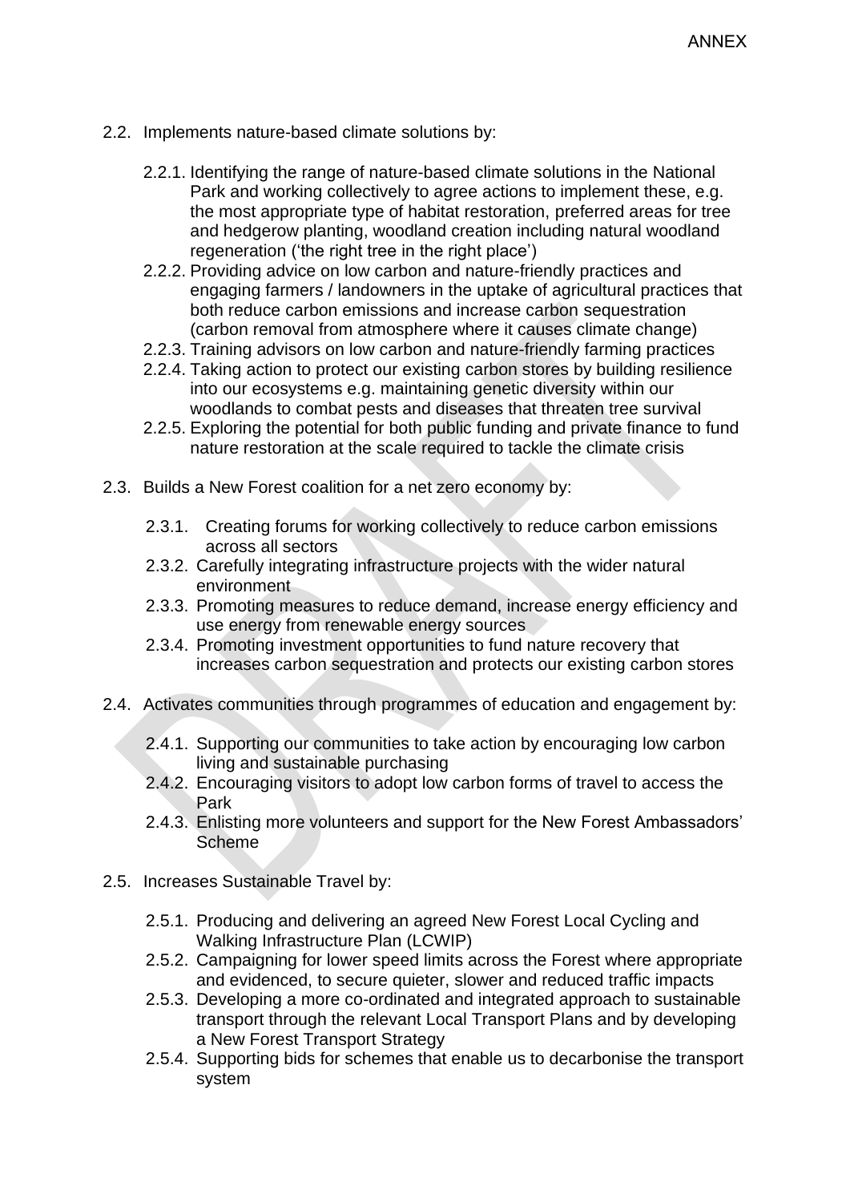2.2. Implements nature-based climate solutions by:

2.2.1. Identifying the range of nature-based climate solutions in the National Park and working collectively to agree actions to implement these, e.g. the most appropriate type of habitat restoration, preferred areas for tree and hedgerow planting, woodland creation including natural woodland regeneration ('the right tree in the right place')

2.2.2. Providing advice on low carbon and nature-friendly practices and engaging farmers / landowners in the uptake of agricultural practices that both reduce carbon emissions and increase carbon sequestration (carbon removal from atmosphere where it causes climate change)

2.2.3. Training advisors on low carbon and nature-friendly farming practices

2.2.4. Taking action to protect our existing carbon stores by building resilience into our ecosystems e.g. maintaining genetic diversity within our woodlands to combat pests and diseases that threaten tree survival

2.2.5. Exploring the potential for both public funding and private finance to fund nature restoration at the scale required to tackle the climate crisis

2.3. Builds a New Forest coalition for a net zero economy by:

2.3.1. Creating forums for working collectively to reduce carbon emissions across all sectors

2.3.2. Carefully integrating infrastructure projects with the wider natural environment

2.3.3. Promoting measures to reduce demand, increase energy efficiency and use energy from renewable energy sources

2.3.4. Promoting investment opportunities to fund nature recovery that increases carbon sequestration and protects our existing carbon stores

2.4. Activates communities through programmes of education and engagement by:

2.4.1. Supporting our communities to take action by encouraging low carbon living and sustainable purchasing

2.4.2. Encouraging visitors to adopt low carbon forms of travel to access the Park

2.4.3. Enlisting more volunteers and support for the New Forest Ambassadors' Scheme

2.5. Increases Sustainable Travel by:

2.5.1. Producing and delivering an agreed New Forest Local Cycling and Walking Infrastructure Plan (LCWIP)

2.5.2. Campaigning for lower speed limits across the Forest where appropriate and evidenced, to secure quieter, slower and reduced traffic impacts

2.5.3. Developing a more co-ordinated and integrated approach to sustainable transport through the relevant Local Transport Plans and by developing a New Forest Transport Strategy

2.5.4. Supporting bids for schemes that enable us to decarbonise the transport system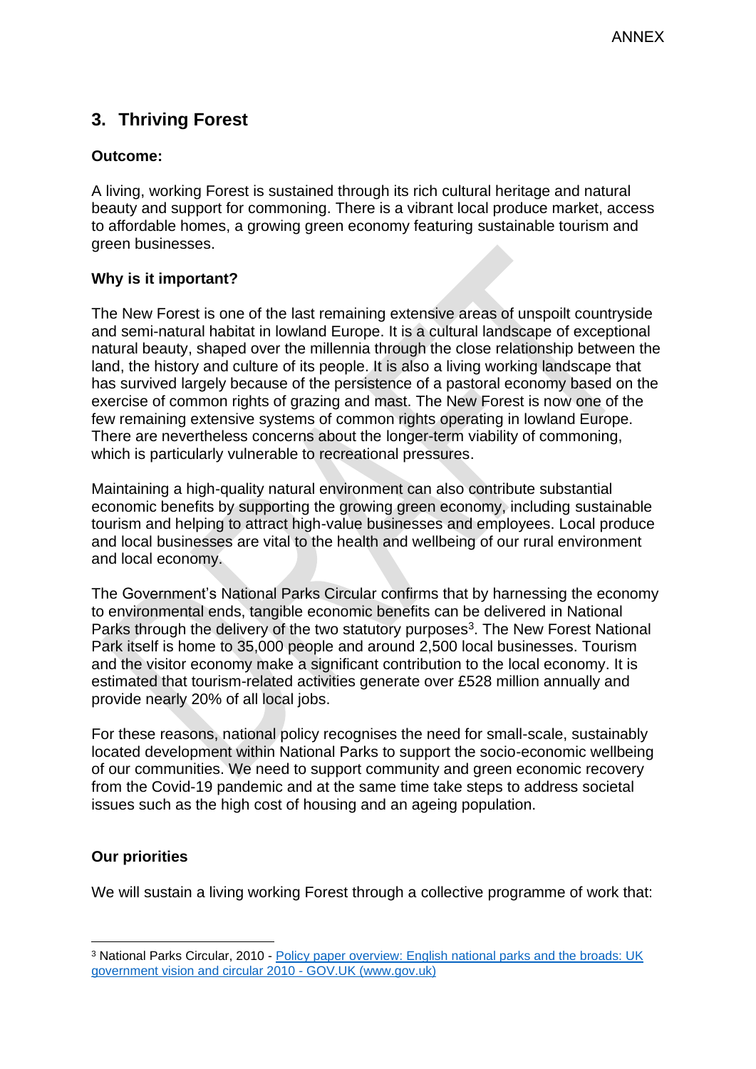## 3. Thriving Forest

**Outcome:**

A living, working Forest is sustained through its rich cultural heritage and natural beauty and support for commoning. There is a vibrant local produce market, access to affordable homes, a growing green economy featuring sustainable tourism and green businesses.

**Why is it important?**

The New Forest is one of the last remaining extensive areas of unspoilt countryside and semi-natural habitat in lowland Europe. It is a cultural landscape of exceptional natural beauty, shaped over the millennia through the close relationship between the land, the history and culture of its people. It is also a living working landscape that has survived largely because of the persistence of a pastoral economy based on the exercise of common rights of grazing and mast. The New Forest is now one of the few remaining extensive systems of common rights operating in lowland Europe. There are nevertheless concerns about the longer-term viability of commoning, which is particularly vulnerable to recreational pressures.

Maintaining a high-quality natural environment can also contribute substantial economic benefits by supporting the growing green economy, including sustainable tourism and helping to attract high-value businesses and employees. Local produce and local businesses are vital to the health and wellbeing of our rural environment and local economy.

The Government's National Parks Circular confirms that by harnessing the economy to environmental ends, tangible economic benefits can be delivered in National Parks through the delivery of the two statutory purposes[3]. The New Forest National Park itself is home to 35,000 people and around 2,500 local businesses. Tourism and the visitor economy make a significant contribution to the local economy. It is estimated that tourism-related activities generate over £528 million annually and provide nearly 20% of all local jobs.

For these reasons, national policy recognises the need for small-scale, sustainably located development within National Parks to support the socio-economic wellbeing of our communities. We need to support community and green economic recovery from the Covid-19 pandemic and at the same time take steps to address societal issues such as the high cost of housing and an ageing population.

**Our priorities**

We will sustain a living working Forest through a collective programme of work that:

[3] National Parks Circular, 2010 - [Policy paper overview: English national parks and the broads: UK government vision and circular 2010 - GOV.UK (www.gov.uk)]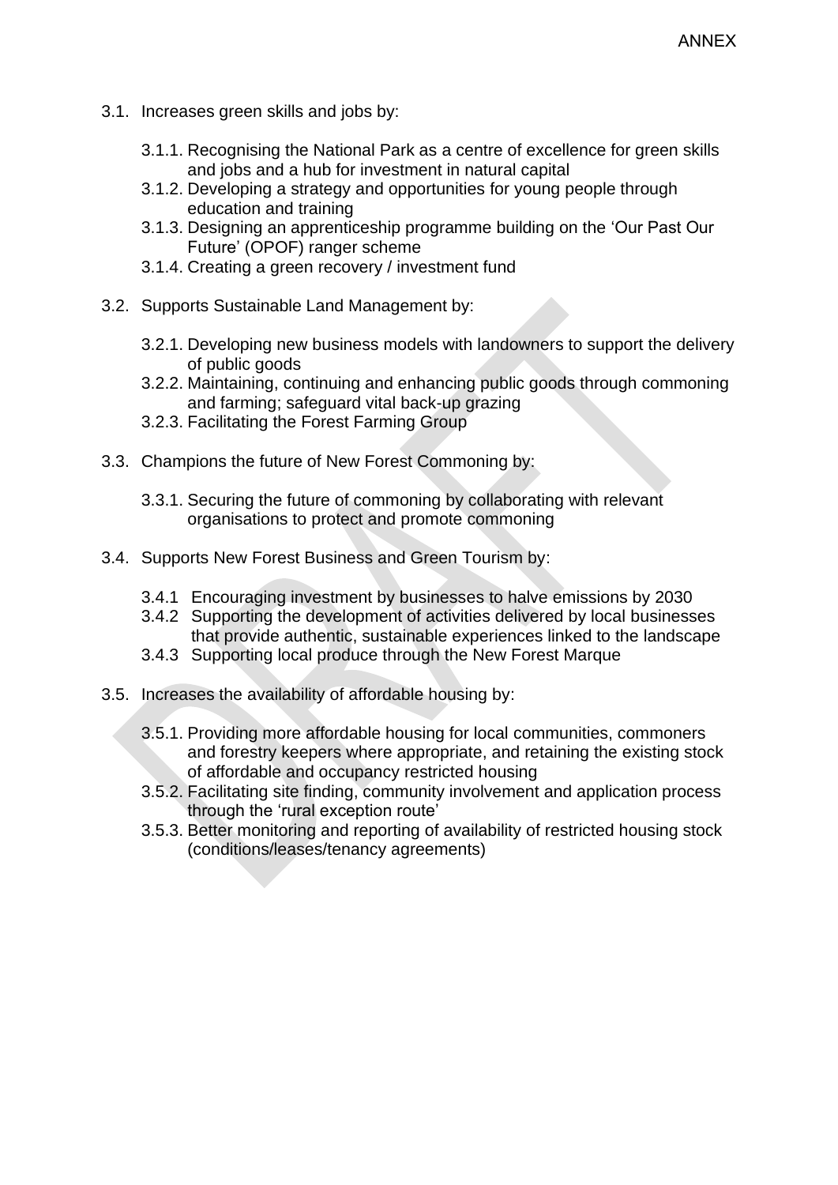3.1. Increases green skills and jobs by:

   - 3.1.1. Recognising the National Park as a centre of excellence for green skills and jobs and a hub for investment in natural capital
   - 3.1.2. Developing a strategy and opportunities for young people through education and training
   - 3.1.3. Designing an apprenticeship programme building on the 'Our Past Our Future' (OPOF) ranger scheme
   - 3.1.4. Creating a green recovery / investment fund

3.2. Supports Sustainable Land Management by:

   - 3.2.1. Developing new business models with landowners to support the delivery of public goods
   - 3.2.2. Maintaining, continuing and enhancing public goods through commoning and farming; safeguard vital back-up grazing
   - 3.2.3. Facilitating the Forest Farming Group

3.3. Champions the future of New Forest Commoning by:

   - 3.3.1. Securing the future of commoning by collaborating with relevant organisations to protect and promote commoning

3.4. Supports New Forest Business and Green Tourism by:

   - 3.4.1 Encouraging investment by businesses to halve emissions by 2030
   - 3.4.2 Supporting the development of activities delivered by local businesses that provide authentic, sustainable experiences linked to the landscape
   - 3.4.3 Supporting local produce through the New Forest Marque

3.5. Increases the availability of affordable housing by:

   - 3.5.1. Providing more affordable housing for local communities, commoners and forestry keepers where appropriate, and retaining the existing stock of affordable and occupancy restricted housing
   - 3.5.2. Facilitating site finding, community involvement and application process through the 'rural exception route'
   - 3.5.3. Better monitoring and reporting of availability of restricted housing stock (conditions/leases/tenancy agreements)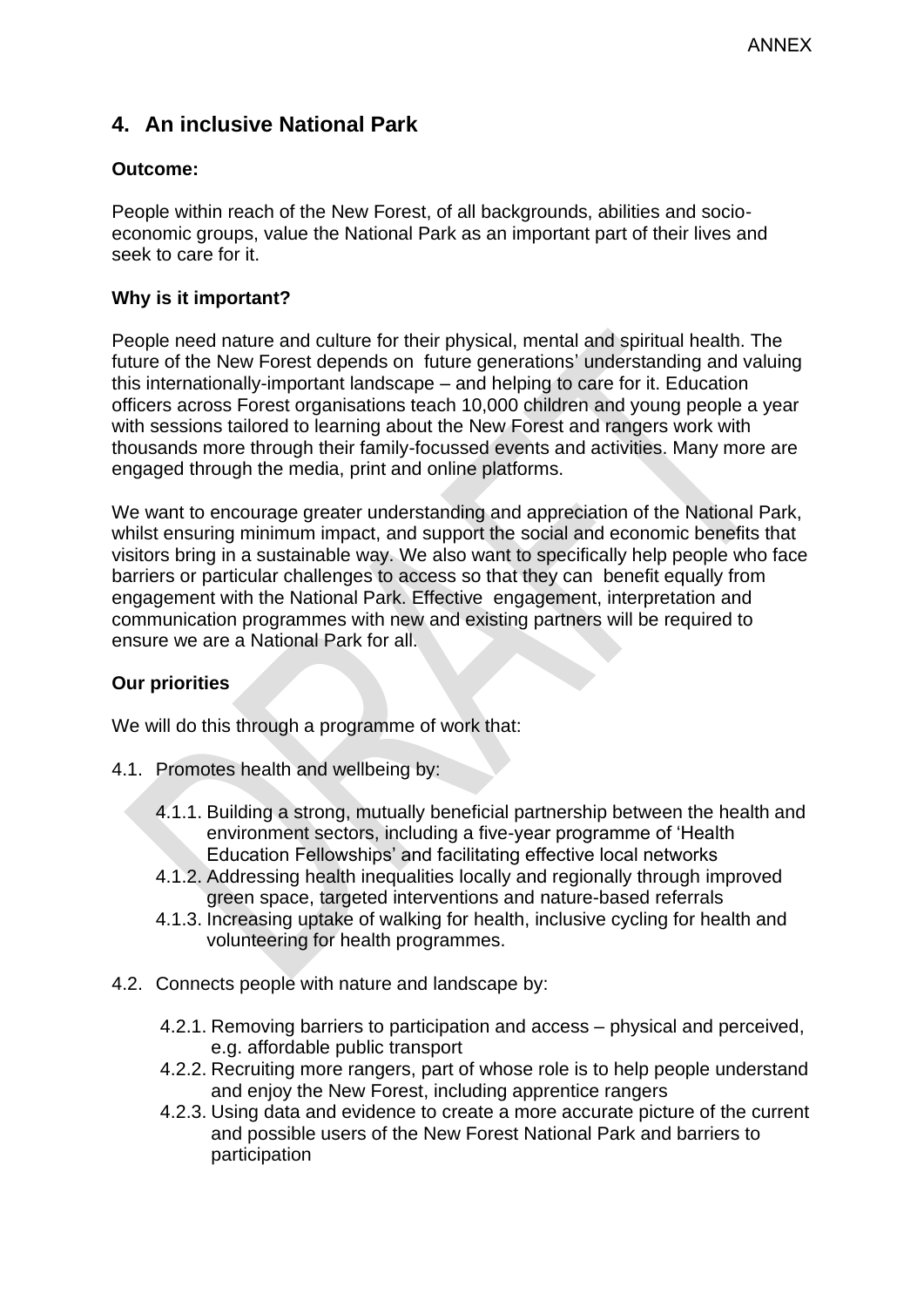## 4. An inclusive National Park

**Outcome:**

People within reach of the New Forest, of all backgrounds, abilities and socio-economic groups, value the National Park as an important part of their lives and seek to care for it.

**Why is it important?**

People need nature and culture for their physical, mental and spiritual health. The future of the New Forest depends on future generations' understanding and valuing this internationally-important landscape – and helping to care for it. Education officers across Forest organisations teach 10,000 children and young people a year with sessions tailored to learning about the New Forest and rangers work with thousands more through their family-focussed events and activities. Many more are engaged through the media, print and online platforms.

We want to encourage greater understanding and appreciation of the National Park, whilst ensuring minimum impact, and support the social and economic benefits that visitors bring in a sustainable way. We also want to specifically help people who face barriers or particular challenges to access so that they can benefit equally from engagement with the National Park. Effective engagement, interpretation and communication programmes with new and existing partners will be required to ensure we are a National Park for all.

**Our priorities**

We will do this through a programme of work that:

4.1. Promotes health and wellbeing by:

- 4.1.1. Building a strong, mutually beneficial partnership between the health and environment sectors, including a five-year programme of 'Health Education Fellowships' and facilitating effective local networks
- 4.1.2. Addressing health inequalities locally and regionally through improved green space, targeted interventions and nature-based referrals
- 4.1.3. Increasing uptake of walking for health, inclusive cycling for health and volunteering for health programmes.

4.2. Connects people with nature and landscape by:

- 4.2.1. Removing barriers to participation and access – physical and perceived, e.g. affordable public transport
- 4.2.2. Recruiting more rangers, part of whose role is to help people understand and enjoy the New Forest, including apprentice rangers
- 4.2.3. Using data and evidence to create a more accurate picture of the current and possible users of the New Forest National Park and barriers to participation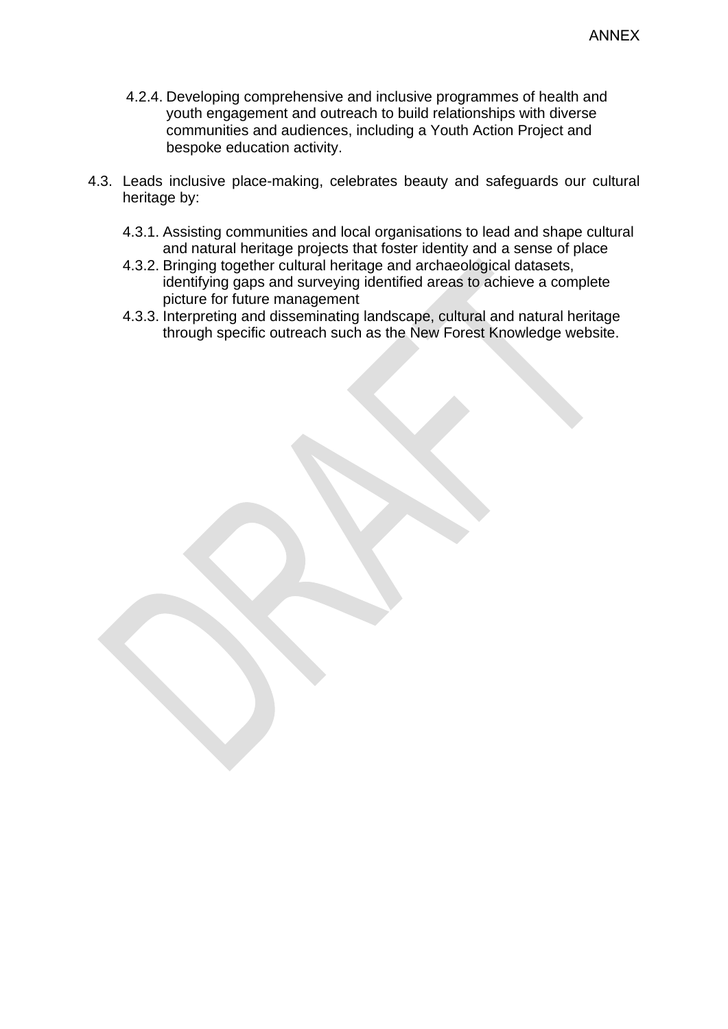4.2.4. Developing comprehensive and inclusive programmes of health and youth engagement and outreach to build relationships with diverse communities and audiences, including a Youth Action Project and bespoke education activity.

4.3. Leads inclusive place-making, celebrates beauty and safeguards our cultural heritage by:

4.3.1. Assisting communities and local organisations to lead and shape cultural and natural heritage projects that foster identity and a sense of place

4.3.2. Bringing together cultural heritage and archaeological datasets, identifying gaps and surveying identified areas to achieve a complete picture for future management

4.3.3. Interpreting and disseminating landscape, cultural and natural heritage through specific outreach such as the New Forest Knowledge website.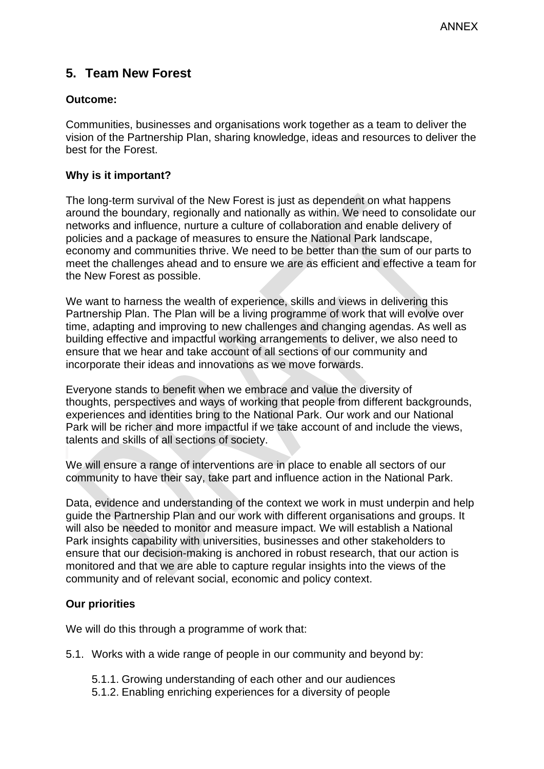## 5. Team New Forest

**Outcome:**

Communities, businesses and organisations work together as a team to deliver the vision of the Partnership Plan, sharing knowledge, ideas and resources to deliver the best for the Forest.

**Why is it important?**

The long-term survival of the New Forest is just as dependent on what happens around the boundary, regionally and nationally as within. We need to consolidate our networks and influence, nurture a culture of collaboration and enable delivery of policies and a package of measures to ensure the National Park landscape, economy and communities thrive. We need to be better than the sum of our parts to meet the challenges ahead and to ensure we are as efficient and effective a team for the New Forest as possible.

We want to harness the wealth of experience, skills and views in delivering this Partnership Plan. The Plan will be a living programme of work that will evolve over time, adapting and improving to new challenges and changing agendas. As well as building effective and impactful working arrangements to deliver, we also need to ensure that we hear and take account of all sections of our community and incorporate their ideas and innovations as we move forwards.

Everyone stands to benefit when we embrace and value the diversity of thoughts, perspectives and ways of working that people from different backgrounds, experiences and identities bring to the National Park. Our work and our National Park will be richer and more impactful if we take account of and include the views, talents and skills of all sections of society.

We will ensure a range of interventions are in place to enable all sectors of our community to have their say, take part and influence action in the National Park.

Data, evidence and understanding of the context we work in must underpin and help guide the Partnership Plan and our work with different organisations and groups. It will also be needed to monitor and measure impact. We will establish a National Park insights capability with universities, businesses and other stakeholders to ensure that our decision-making is anchored in robust research, that our action is monitored and that we are able to capture regular insights into the views of the community and of relevant social, economic and policy context.

**Our priorities**

We will do this through a programme of work that:

5.1. Works with a wide range of people in our community and beyond by:

- 5.1.1. Growing understanding of each other and our audiences
- 5.1.2. Enabling enriching experiences for a diversity of people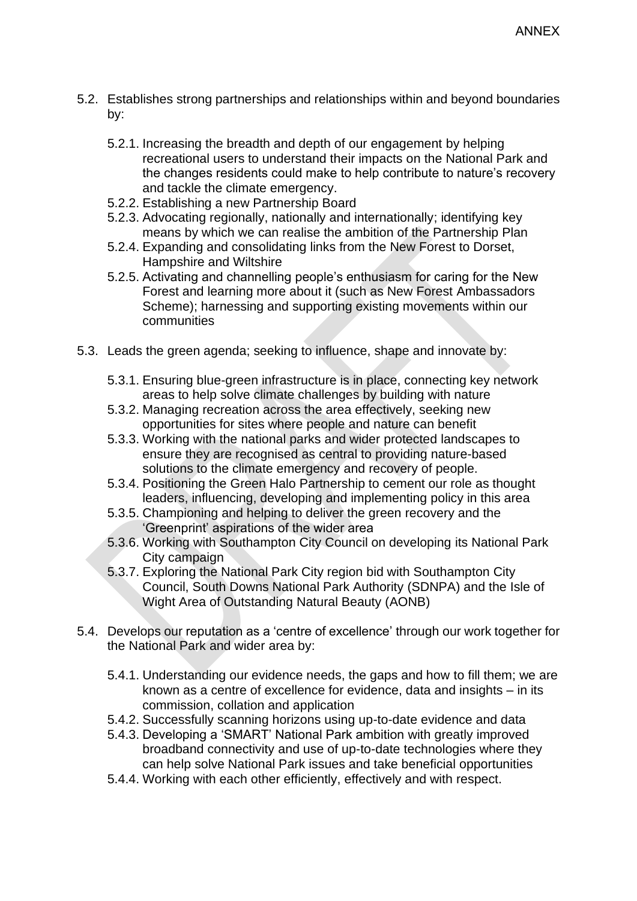5.2. Establishes strong partnerships and relationships within and beyond boundaries by:

   5.2.1. Increasing the breadth and depth of our engagement by helping recreational users to understand their impacts on the National Park and the changes residents could make to help contribute to nature's recovery and tackle the climate emergency.
   5.2.2. Establishing a new Partnership Board
   5.2.3. Advocating regionally, nationally and internationally; identifying key means by which we can realise the ambition of the Partnership Plan
   5.2.4. Expanding and consolidating links from the New Forest to Dorset, Hampshire and Wiltshire
   5.2.5. Activating and channelling people's enthusiasm for caring for the New Forest and learning more about it (such as New Forest Ambassadors Scheme); harnessing and supporting existing movements within our communities

5.3. Leads the green agenda; seeking to influence, shape and innovate by:

   5.3.1. Ensuring blue-green infrastructure is in place, connecting key network areas to help solve climate challenges by building with nature
   5.3.2. Managing recreation across the area effectively, seeking new opportunities for sites where people and nature can benefit
   5.3.3. Working with the national parks and wider protected landscapes to ensure they are recognised as central to providing nature-based solutions to the climate emergency and recovery of people.
   5.3.4. Positioning the Green Halo Partnership to cement our role as thought leaders, influencing, developing and implementing policy in this area
   5.3.5. Championing and helping to deliver the green recovery and the 'Greenprint' aspirations of the wider area
   5.3.6. Working with Southampton City Council on developing its National Park City campaign
   5.3.7. Exploring the National Park City region bid with Southampton City Council, South Downs National Park Authority (SDNPA) and the Isle of Wight Area of Outstanding Natural Beauty (AONB)

5.4. Develops our reputation as a 'centre of excellence' through our work together for the National Park and wider area by:

   5.4.1. Understanding our evidence needs, the gaps and how to fill them; we are known as a centre of excellence for evidence, data and insights – in its commission, collation and application
   5.4.2. Successfully scanning horizons using up-to-date evidence and data
   5.4.3. Developing a 'SMART' National Park ambition with greatly improved broadband connectivity and use of up-to-date technologies where they can help solve National Park issues and take beneficial opportunities
   5.4.4. Working with each other efficiently, effectively and with respect.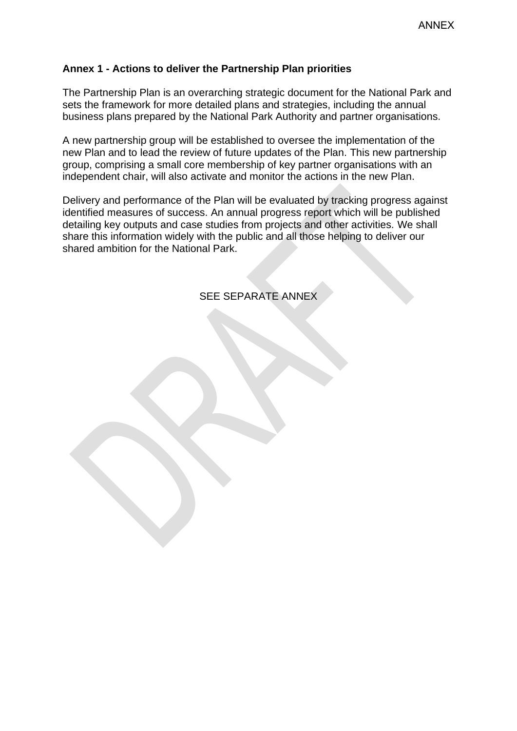**Annex 1 - Actions to deliver the Partnership Plan priorities**

The Partnership Plan is an overarching strategic document for the National Park and sets the framework for more detailed plans and strategies, including the annual business plans prepared by the National Park Authority and partner organisations.

A new partnership group will be established to oversee the implementation of the new Plan and to lead the review of future updates of the Plan. This new partnership group, comprising a small core membership of key partner organisations with an independent chair, will also activate and monitor the actions in the new Plan.

Delivery and performance of the Plan will be evaluated by tracking progress against identified measures of success. An annual progress report which will be published detailing key outputs and case studies from projects and other activities. We shall share this information widely with the public and all those helping to deliver our shared ambition for the National Park.

SEE SEPARATE ANNEX